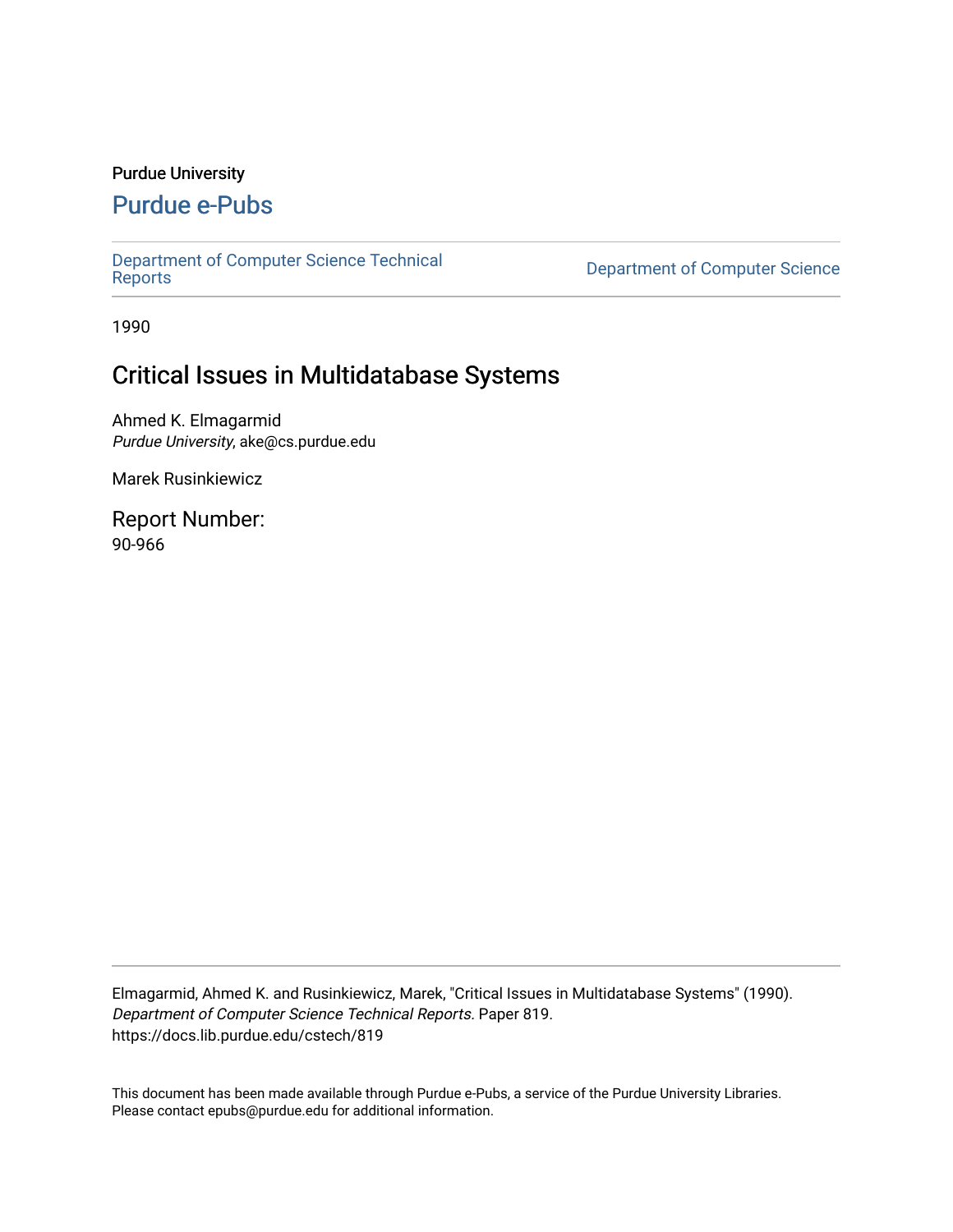Purdue University

# Purdue e-Pubs

Department of Computer Science Technical Reports

Department of Computer Science

1990

## Critical Issues in Multidatabase Systems

Ahmed K. Elmagarmid
*Purdue University*, ake@cs.purdue.edu

Marek Rusinkiewicz

Report Number:
90-966

Elmagarmid, Ahmed K. and Rusinkiewicz, Marek, "Critical Issues in Multidatabase Systems" (1990). *Department of Computer Science Technical Reports.* Paper 819.
https://docs.lib.purdue.edu/cstech/819

This document has been made available through Purdue e-Pubs, a service of the Purdue University Libraries. Please contact epubs@purdue.edu for additional information.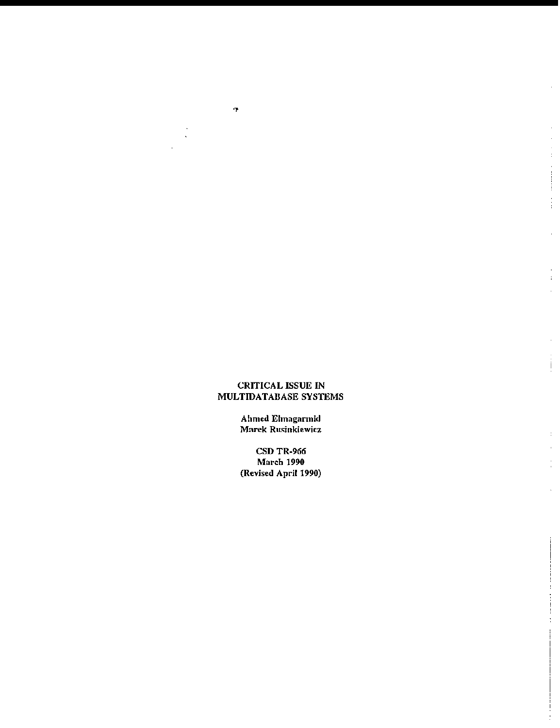**CRITICAL ISSUE IN MULTIDATABASE SYSTEMS**

**Ahmed Elmagarmid**
**Marek Rusinkiewicz**

**CSD TR-966**
**March 1990**
**(Revised April 1990)**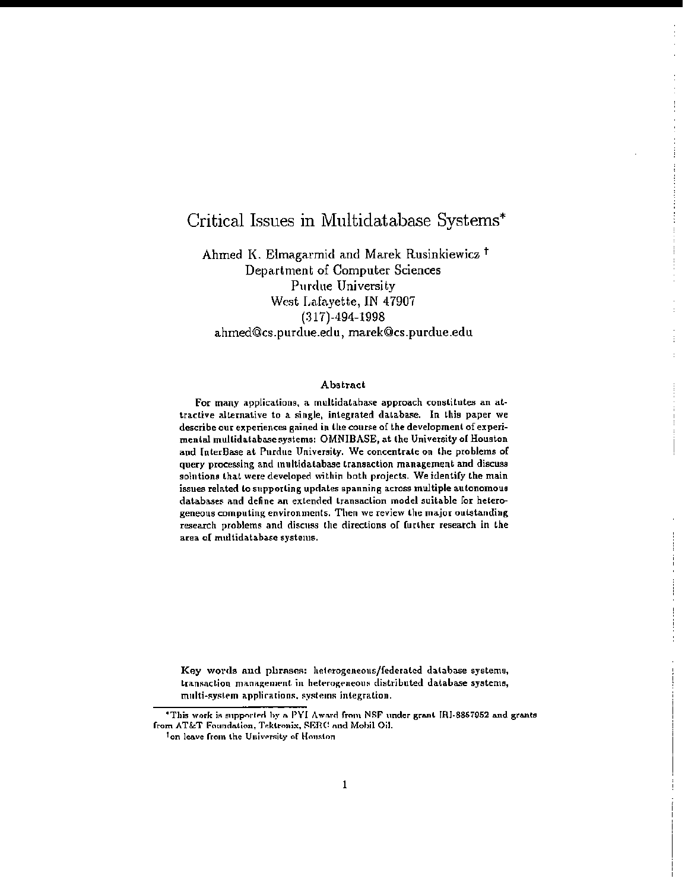# Critical Issues in Multidatabase Systems*

Ahmed K. Elmagarmid and Marek Rusinkiewicz †
Department of Computer Sciences
Purdue University
West Lafayette, IN 47907
(317)-494-1998
ahmed@cs.purdue.edu, marek@cs.purdue.edu

### Abstract

For many applications, a multidatabase approach constitutes an attractive alternative to a single, integrated database. In this paper we describe our experiences gained in the course of the development of experimental multidatabase systems: OMNIBASE, at the University of Houston and InterBase at Purdue University. We concentrate on the problems of query processing and multidatabase transaction management and discuss solutions that were developed within both projects. We identify the main issues related to supporting updates spanning across multiple autonomous databases and define an extended transaction model suitable for heterogeneous computing environments. Then we review the major outstanding research problems and discuss the directions of further research in the area of multidatabase systems.

**Key words and phrases:** heterogeneous/federated database systems, transaction management in heterogeneous distributed database systems, multi-system applications, systems integration.

*This work is supported by a PYI Award from NSF under grant IRI-8857952 and grants from AT&T Foundation, Tektronix, SERC and Mobil Oil.

†on leave from the University of Houston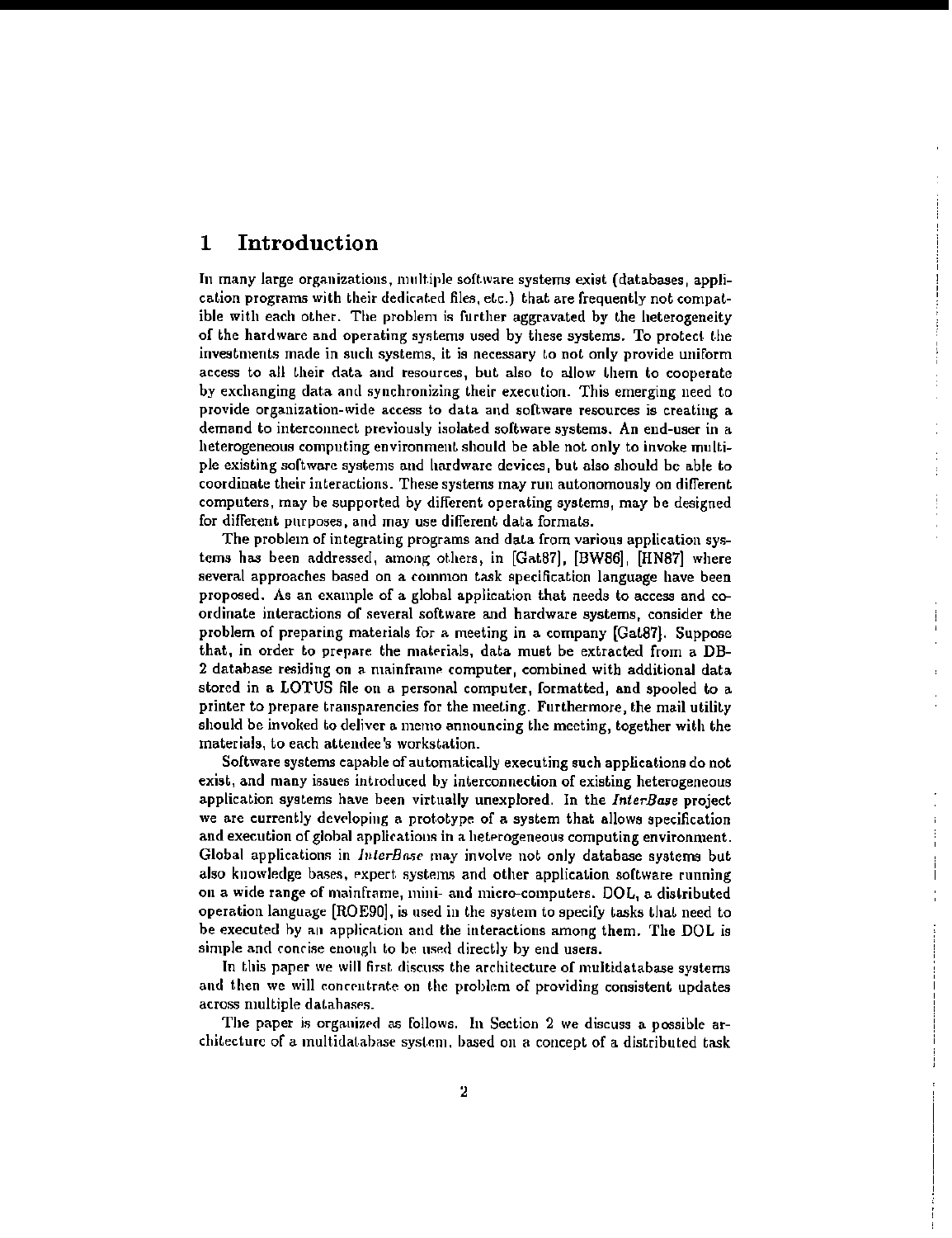# 1 Introduction

In many large organizations, multiple software systems exist (databases, application programs with their dedicated files, etc.) that are frequently not compatible with each other. The problem is further aggravated by the heterogeneity of the hardware and operating systems used by these systems. To protect the investments made in such systems, it is necessary to not only provide uniform access to all their data and resources, but also to allow them to cooperate by exchanging data and synchronizing their execution. This emerging need to provide organization-wide access to data and software resources is creating a demand to interconnect previously isolated software systems. An end-user in a heterogeneous computing environment should be able not only to invoke multiple existing software systems and hardware devices, but also should be able to coordinate their interactions. These systems may run autonomously on different computers, may be supported by different operating systems, may be designed for different purposes, and may use different data formats.

The problem of integrating programs and data from various application systems has been addressed, among others, in [Gat87], [BW86], [HN87] where several approaches based on a common task specification language have been proposed. As an example of a global application that needs to access and coordinate interactions of several software and hardware systems, consider the problem of preparing materials for a meeting in a company [Gat87]. Suppose that, in order to prepare the materials, data must be extracted from a DB-2 database residing on a mainframe computer, combined with additional data stored in a LOTUS file on a personal computer, formatted, and spooled to a printer to prepare transparencies for the meeting. Furthermore, the mail utility should be invoked to deliver a memo announcing the meeting, together with the materials, to each attendee's workstation.

Software systems capable of automatically executing such applications do not exist, and many issues introduced by interconnection of existing heterogeneous application systems have been virtually unexplored. In the *InterBase* project we are currently developing a prototype of a system that allows specification and execution of global applications in a heterogeneous computing environment. Global applications in *InterBase* may involve not only database systems but also knowledge bases, expert systems and other application software running on a wide range of mainframe, mini- and micro-computers. DOL, a distributed operation language [ROE90], is used in the system to specify tasks that need to be executed by an application and the interactions among them. The DOL is simple and concise enough to be used directly by end users.

In this paper we will first discuss the architecture of multidatabase systems and then we will concentrate on the problem of providing consistent updates across multiple databases.

The paper is organized as follows. In Section 2 we discuss a possible architecture of a multidatabase system, based on a concept of a distributed task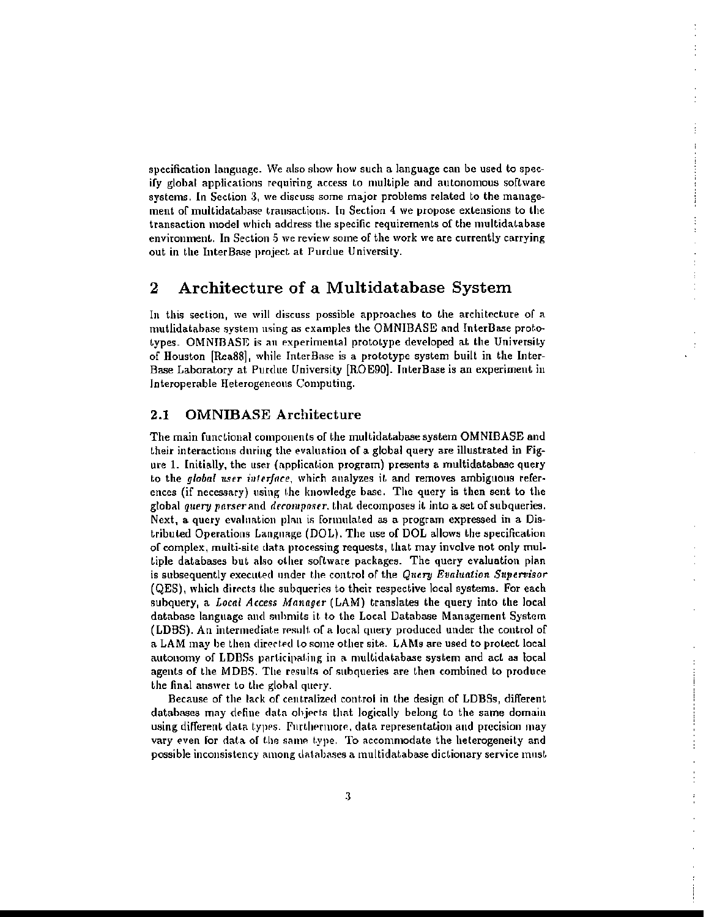specification language. We also show how such a language can be used to specify global applications requiring access to multiple and autonomous software systems. In Section 3, we discuss some major problems related to the management of multidatabase transactions. In Section 4 we propose extensions to the transaction model which address the specific requirements of the multidatabase environment. In Section 5 we review some of the work we are currently carrying out in the InterBase project at Purdue University.

## 2 Architecture of a Multidatabase System

In this section, we will discuss possible approaches to the architecture of a mutlidatabase system using as examples the OMNIBASE and InterBase prototypes. OMNIBASE is an experimental prototype developed at the University of Houston [Rea88], while InterBase is a prototype system built in the InterBase Laboratory at Purdue University [ROE90]. InterBase is an experiment in Interoperable Heterogeneous Computing.

### 2.1 OMNIBASE Architecture

The main functional components of the multidatabase system OMNIBASE and their interactions during the evaluation of a global query are illustrated in Figure 1. Initially, the user (application program) presents a multidatabase query to the *global user interface*, which analyzes it and removes ambiguous references (if necessary) using the knowledge base. The query is then sent to the global *query parser* and *decomposer*, that decomposes it into a set of subqueries. Next, a query evaluation plan is formulated as a program expressed in a Distributed Operations Language (DOL). The use of DOL allows the specification of complex, multi-site data processing requests, that may involve not only multiple databases but also other software packages. The query evaluation plan is subsequently executed under the control of the *Query Evaluation Supervisor* (QES), which directs the subqueries to their respective local systems. For each subquery, a *Local Access Manager* (LAM) translates the query into the local database language and submits it to the Local Database Management System (LDBS). An intermediate result of a local query produced under the control of a LAM may be then directed to some other site. LAMs are used to protect local autonomy of LDBSs participating in a multidatabase system and act as local agents of the MDBS. The results of subqueries are then combined to produce the final answer to the global query.

Because of the lack of centralized control in the design of LDBSs, different databases may define data objects that logically belong to the same domain using different data types. Furthermore, data representation and precision may vary even for data of the same type. To accommodate the heterogeneity and possible inconsistency among databases a multidatabase dictionary service must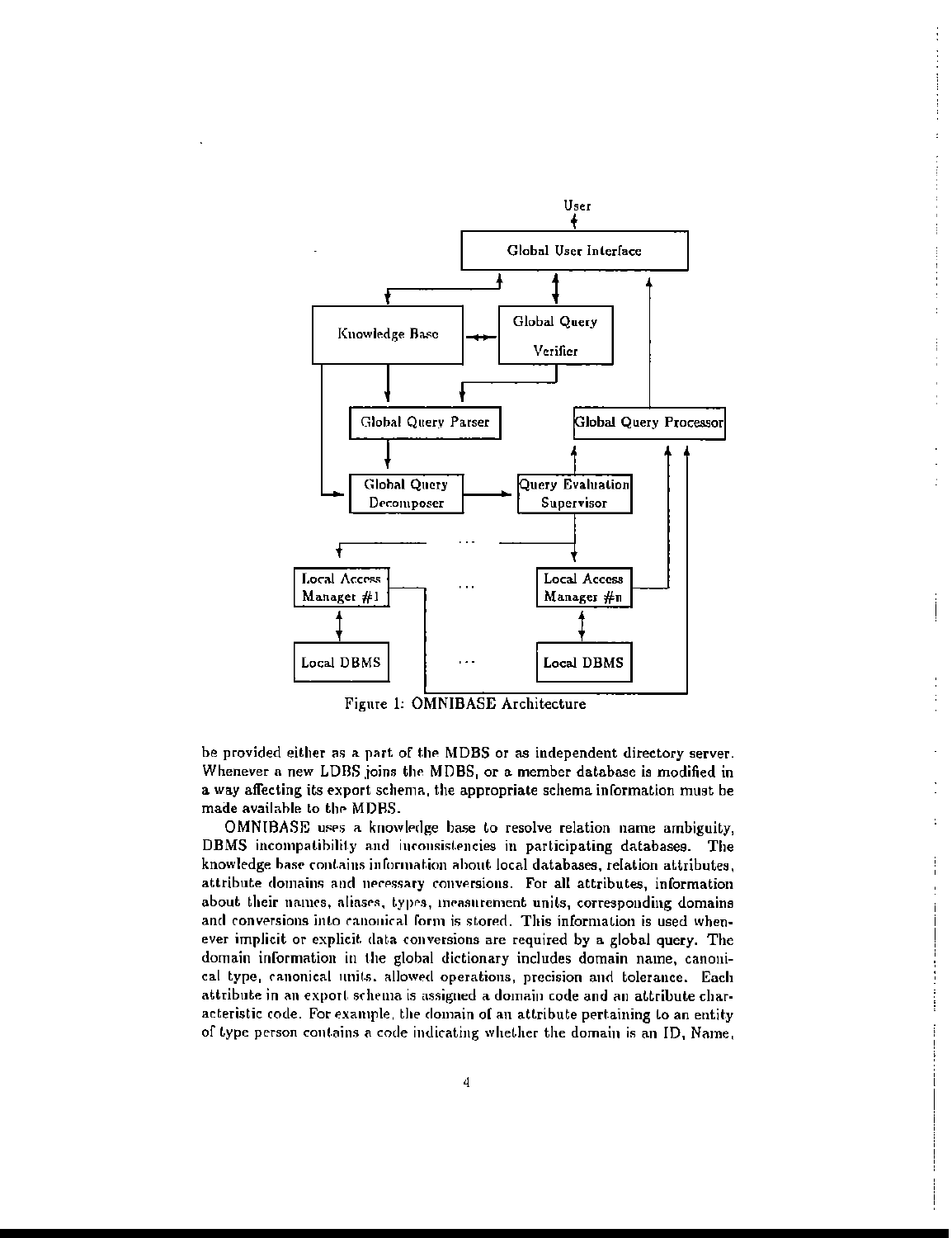Figure 1: OMNIBASE Architecture

be provided either as a part of the MDBS or as independent directory server. Whenever a new LDBS joins the MDBS, or a member database is modified in a way affecting its export schema, the appropriate schema information must be made available to the MDBS.

OMNIBASE uses a knowledge base to resolve relation name ambiguity, DBMS incompatibility and inconsistencies in participating databases. The knowledge base contains information about local databases, relation attributes, attribute domains and necessary conversions. For all attributes, information about their names, aliases, types, measurement units, corresponding domains and conversions into canonical form is stored. This information is used whenever implicit or explicit data conversions are required by a global query. The domain information in the global dictionary includes domain name, canonical type, canonical units, allowed operations, precision and tolerance. Each attribute in an export schema is assigned a domain code and an attribute characteristic code. For example, the domain of an attribute pertaining to an entity of type person contains a code indicating whether the domain is an ID, Name,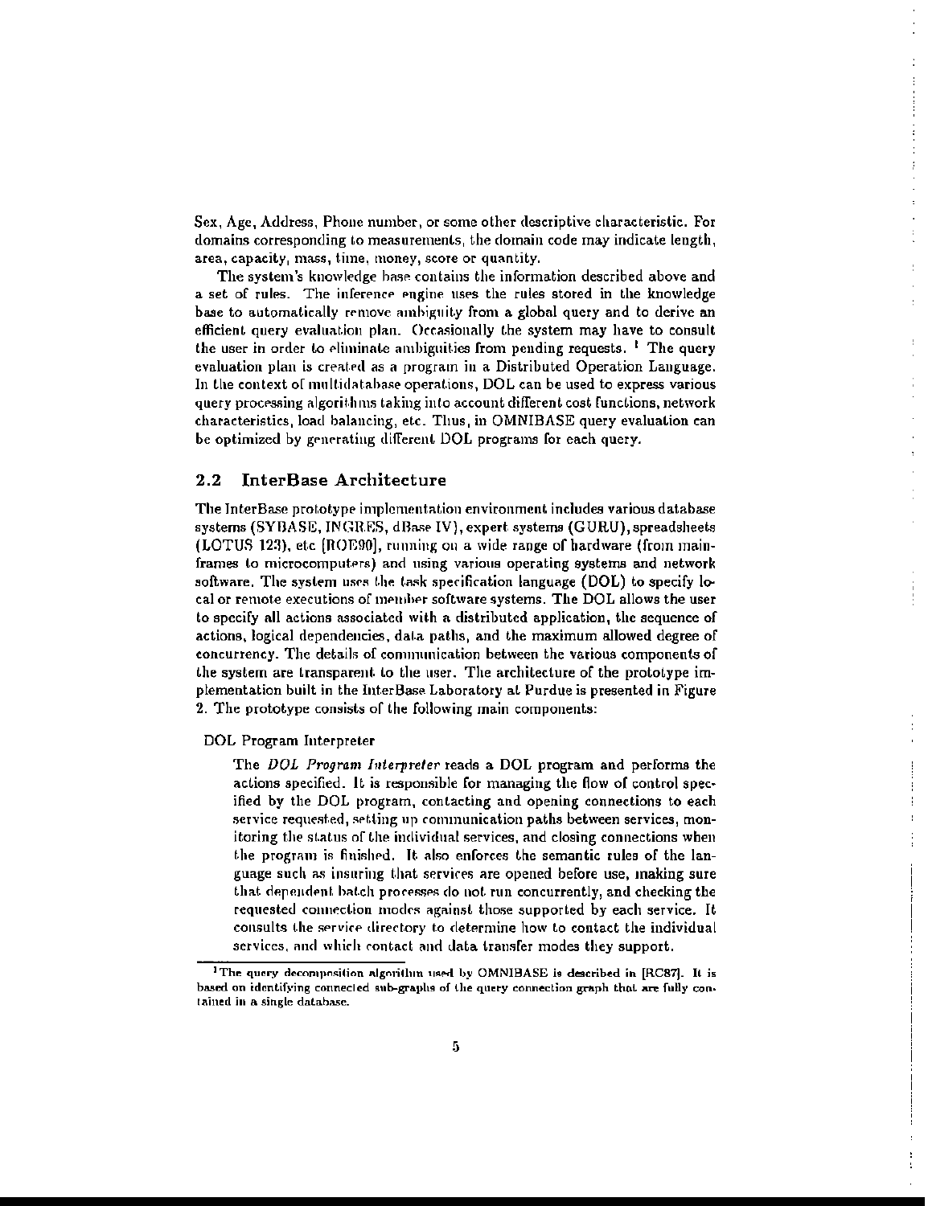Sex, Age, Address, Phone number, or some other descriptive characteristic. For domains corresponding to measurements, the domain code may indicate length, area, capacity, mass, time, money, score or quantity.

The system's knowledge base contains the information described above and a set of rules. The inference engine uses the rules stored in the knowledge base to automatically remove ambiguity from a global query and to derive an efficient query evaluation plan. Occasionally the system may have to consult the user in order to eliminate ambiguities from pending requests. [1] The query evaluation plan is created as a program in a Distributed Operation Language. In the context of multidatabase operations, DOL can be used to express various query processing algorithms taking into account different cost functions, network characteristics, load balancing, etc. Thus, in OMNIBASE query evaluation can be optimized by generating different DOL programs for each query.

## 2.2 InterBase Architecture

The InterBase prototype implementation environment includes various database systems (SYBASE, INGRES, dBase IV), expert systems (GURU), spreadsheets (LOTUS 123), etc [ROE90], running on a wide range of hardware (from mainframes to microcomputers) and using various operating systems and network software. The system uses the task specification language (DOL) to specify local or remote executions of member software systems. The DOL allows the user to specify all actions associated with a distributed application, the sequence of actions, logical dependencies, data paths, and the maximum allowed degree of concurrency. The details of communication between the various components of the system are transparent to the user. The architecture of the prototype implementation built in the InterBase Laboratory at Purdue is presented in Figure 2. The prototype consists of the following main components:

DOL Program Interpreter

The *DOL Program Interpreter* reads a DOL program and performs the actions specified. It is responsible for managing the flow of control specified by the DOL program, contacting and opening connections to each service requested, setting up communication paths between services, monitoring the status of the individual services, and closing connections when the program is finished. It also enforces the semantic rules of the language such as insuring that services are opened before use, making sure that dependent batch processes do not run concurrently, and checking the requested connection modes against those supported by each service. It consults the service directory to determine how to contact the individual services, and which contact and data transfer modes they support.

[1] The query decomposition algorithm used by OMNIBASE is described in [RC87]. It is based on identifying connected sub-graphs of the query connection graph that are fully contained in a single database.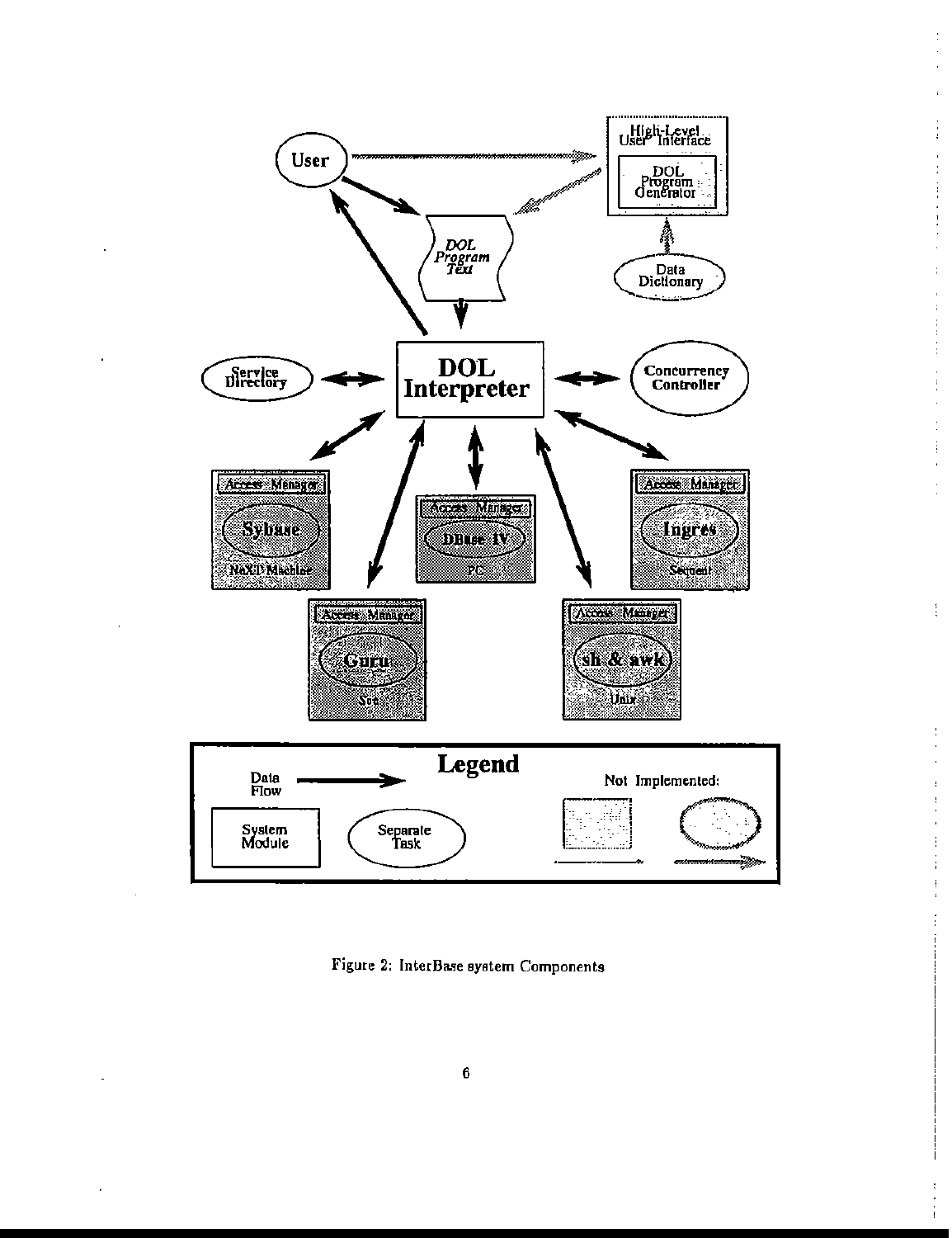Figure 2: InterBase system Components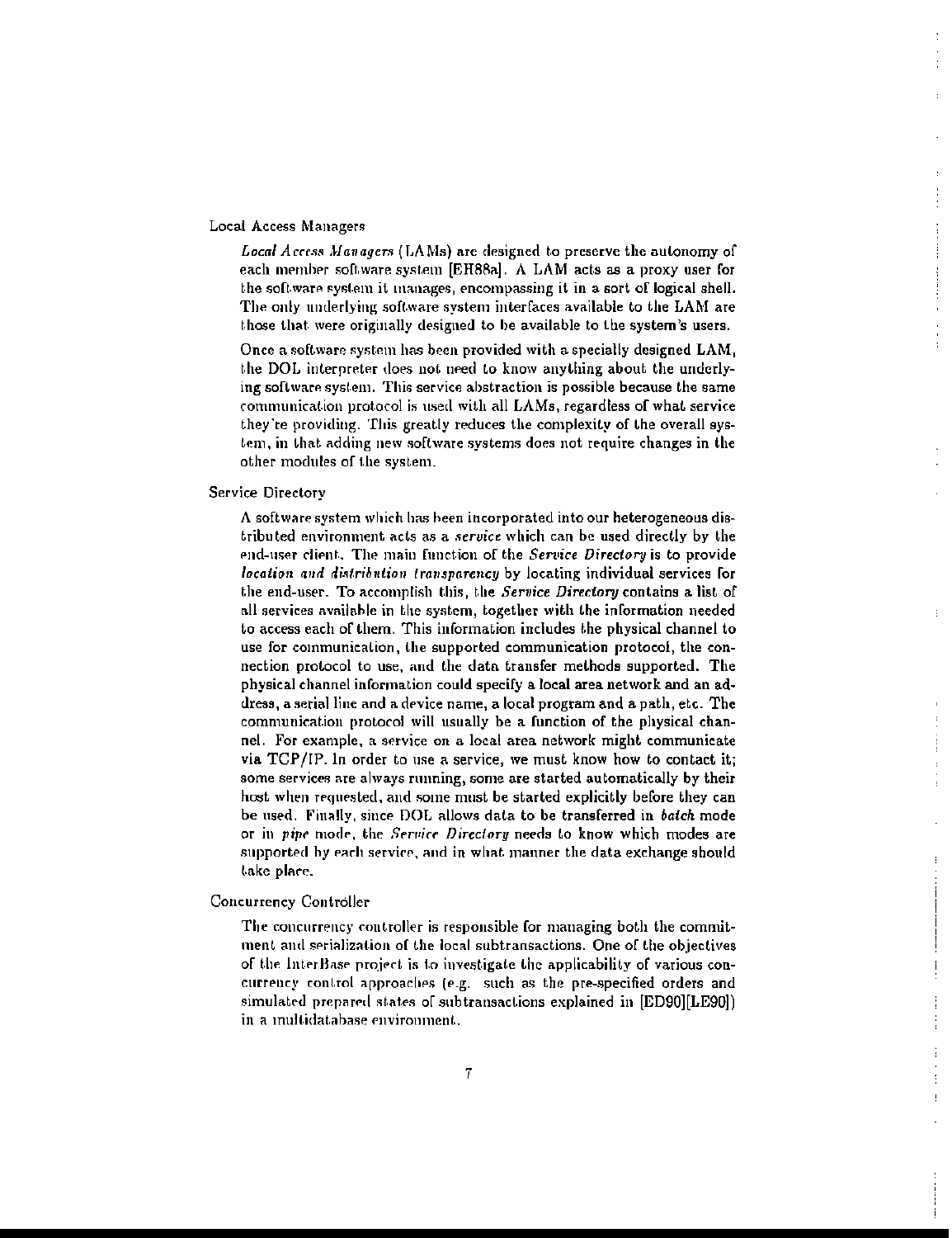Local Access Managers

*Local Access Managers* (LAMs) are designed to preserve the autonomy of each member software system [EH88a]. A LAM acts as a proxy user for the software system it manages, encompassing it in a sort of logical shell. The only underlying software system interfaces available to the LAM are those that were originally designed to be available to the system's users.

Once a software system has been provided with a specially designed LAM, the DOL interpreter does not need to know anything about the underlying software system. This service abstraction is possible because the same communication protocol is used with all LAMs, regardless of what service they're providing. This greatly reduces the complexity of the overall system, in that adding new software systems does not require changes in the other modules of the system.

Service Directory

A software system which has been incorporated into our heterogeneous distributed environment acts as a *service* which can be used directly by the end-user client. The main function of the *Service Directory* is to provide *location and distribution transparency* by locating individual services for the end-user. To accomplish this, the *Service Directory* contains a list of all services available in the system, together with the information needed to access each of them. This information includes the physical channel to use for communication, the supported communication protocol, the connection protocol to use, and the data transfer methods supported. The physical channel information could specify a local area network and an address, a serial line and a device name, a local program and a path, etc. The communication protocol will usually be a function of the physical channel. For example, a service on a local area network might communicate via TCP/IP. In order to use a service, we must know how to contact it; some services are always running, some are started automatically by their host when requested, and some must be started explicitly before they can be used. Finally, since DOL allows data to be transferred in *batch* mode or in *pipe* mode, the *Service Directory* needs to know which modes are supported by each service, and in what manner the data exchange should take place.

Concurrency Controller

The concurrency controller is responsible for managing both the commitment and serialization of the local subtransactions. One of the objectives of the InterBase project is to investigate the applicability of various concurrency control approaches (e.g. such as the pre-specified orders and simulated prepared states of subtransactions explained in [ED90][LE90]) in a multidatabase environment.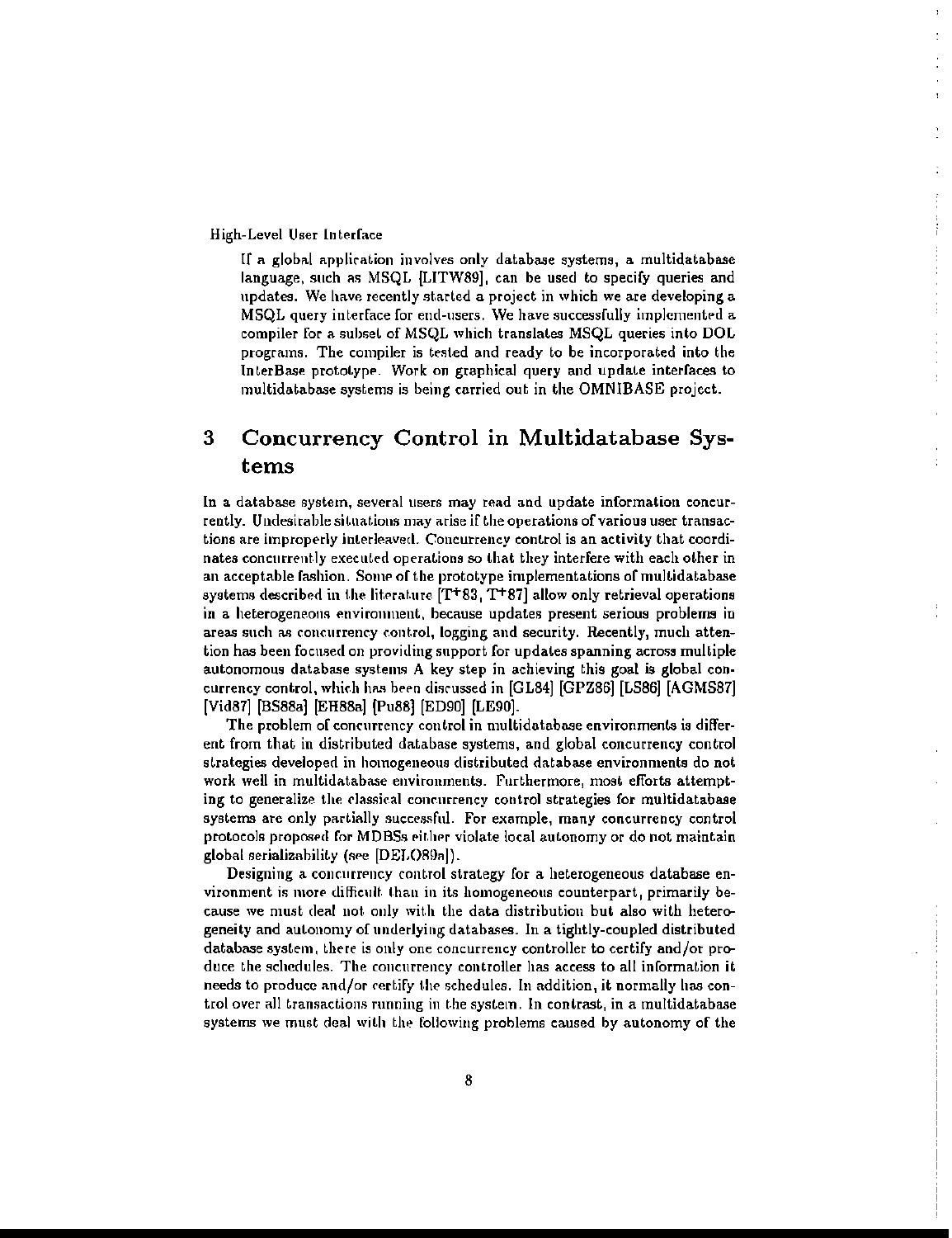High-Level User Interface

If a global application involves only database systems, a multidatabase language, such as MSQL [LITW89], can be used to specify queries and updates. We have recently started a project in which we are developing a MSQL query interface for end-users. We have successfully implemented a compiler for a subset of MSQL which translates MSQL queries into DOL programs. The compiler is tested and ready to be incorporated into the InterBase prototype. Work on graphical query and update interfaces to multidatabase systems is being carried out in the OMNIBASE project.

# 3 Concurrency Control in Multidatabase Systems

In a database system, several users may read and update information concurrently. Undesirable situations may arise if the operations of various user transactions are improperly interleaved. Concurrency control is an activity that coordinates concurrently executed operations so that they interfere with each other in an acceptable fashion. Some of the prototype implementations of multidatabase systems described in the literature [T+83, T+87] allow only retrieval operations in a heterogeneous environment, because updates present serious problems in areas such as concurrency control, logging and security. Recently, much attention has been focused on providing support for updates spanning across multiple autonomous database systems A key step in achieving this goal is global concurrency control, which has been discussed in [GL84] [GPZ86] [LS86] [AGMS87] [Vid87] [BS88a] [EH88a] [Pu88] [ED90] [LE90].

The problem of concurrency control in multidatabase environments is different from that in distributed database systems, and global concurrency control strategies developed in homogeneous distributed database environments do not work well in multidatabase environments. Furthermore, most efforts attempting to generalize the classical concurrency control strategies for multidatabase systems are only partially successful. For example, many concurrency control protocols proposed for MDBSs either violate local autonomy or do not maintain global serializability (see [DELO89a]).

Designing a concurrency control strategy for a heterogeneous database environment is more difficult than in its homogeneous counterpart, primarily because we must deal not only with the data distribution but also with heterogeneity and autonomy of underlying databases. In a tightly-coupled distributed database system, there is only one concurrency controller to certify and/or produce the schedules. The concurrency controller has access to all information it needs to produce and/or certify the schedules. In addition, it normally has control over all transactions running in the system. In contrast, in a multidatabase systems we must deal with the following problems caused by autonomy of the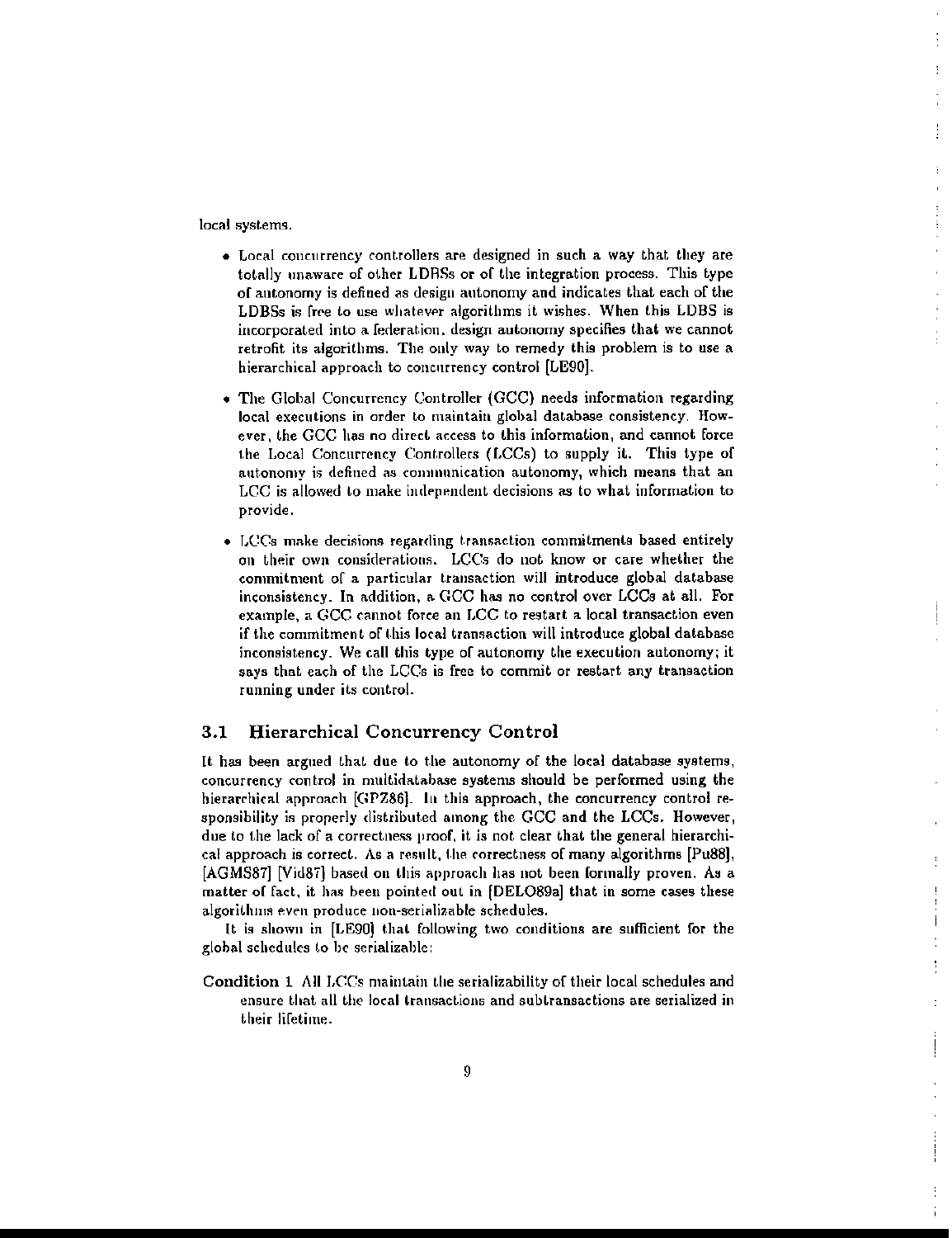local systems.

- Local concurrency controllers are designed in such a way that they are totally unaware of other LDBSs or of the integration process. This type of autonomy is defined as design autonomy and indicates that each of the LDBSs is free to use whatever algorithms it wishes. When this LDBS is incorporated into a federation, design autonomy specifies that we cannot retrofit its algorithms. The only way to remedy this problem is to use a hierarchical approach to concurrency control [LE90].

- The Global Concurrency Controller (GCC) needs information regarding local executions in order to maintain global database consistency. However, the GCC has no direct access to this information, and cannot force the Local Concurrency Controllers (LCCs) to supply it. This type of autonomy is defined as communication autonomy, which means that an LCC is allowed to make independent decisions as to what information to provide.

- LCCs make decisions regarding transaction commitments based entirely on their own considerations. LCCs do not know or care whether the commitment of a particular transaction will introduce global database inconsistency. In addition, a GCC has no control over LCCs at all. For example, a GCC cannot force an LCC to restart a local transaction even if the commitment of this local transaction will introduce global database inconsistency. We call this type of autonomy the execution autonomy; it says that each of the LCCs is free to commit or restart any transaction running under its control.

### 3.1 Hierarchical Concurrency Control

It has been argued that due to the autonomy of the local database systems, concurrency control in multidatabase systems should be performed using the hierarchical approach [GPZ86]. In this approach, the concurrency control responsibility is properly distributed among the GCC and the LCCs. However, due to the lack of a correctness proof, it is not clear that the general hierarchical approach is correct. As a result, the correctness of many algorithms [Pu88], [AGMS87] [Vid87] based on this approach has not been formally proven. As a matter of fact, it has been pointed out in [DELO89a] that in some cases these algorithms even produce non-serializable schedules.

It is shown in [LE90] that following two conditions are sufficient for the global schedules to be serializable:

**Condition 1** All LCCs maintain the serializability of their local schedules and ensure that all the local transactions and subtransactions are serialized in their lifetime.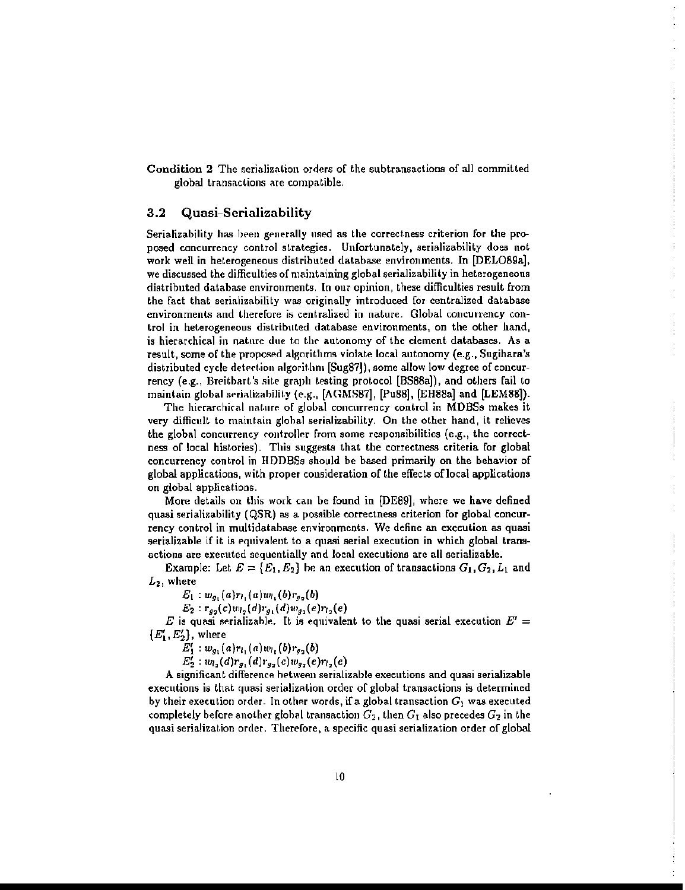**Condition 2** The serialization orders of the subtransactions of all committed global transactions are compatible.

### 3.2 Quasi-Serializability

Serializability has been generally used as the correctness criterion for the proposed concurrency control strategies. Unfortunately, serializability does not work well in heterogeneous distributed database environments. In [DELO89a], we discussed the difficulties of maintaining global serializability in heterogeneous distributed database environments. In our opinion, these difficulties result from the fact that serializability was originally introduced for centralized database environments and therefore is centralized in nature. Global concurrency control in heterogeneous distributed database environments, on the other hand, is hierarchical in nature due to the autonomy of the element databases. As a result, some of the proposed algorithms violate local autonomy (e.g., Sugihara's distributed cycle detection algorithm [Sug87]), some allow low degree of concurrency (e.g., Breitbart's site graph testing protocol [BS88a]), and others fail to maintain global serializability (e.g., [AGMS87], [Pu88], [EH88a] and [LEM88]).

The hierarchical nature of global concurrency control in MDBSs makes it very difficult to maintain global serializability. On the other hand, it relieves the global concurrency controller from some responsibilities (e.g., the correctness of local histories). This suggests that the correctness criteria for global concurrency control in HDDBSs should be based primarily on the behavior of global applications, with proper consideration of the effects of local applications on global applications.

More details on this work can be found in [DE89], where we have defined quasi serializability (QSR) as a possible correctness criterion for global concurrency control in multidatabase environments. We define an execution as quasi serializable if it is equivalent to a quasi serial execution in which global transactions are executed sequentially and local executions are all serializable.

Example: Let $E = \{E_1, E_2\}$ be an execution of transactions $G_1, G_2, L_1$ and $L_2$, where

$E_1 : w_{g_1}(a) r_{l_1}(a) w_{l_1}(b) r_{g_2}(b)$

$E_2 : r_{g_2}(c) w_{l_2}(d) r_{g_1}(d) w_{g_2}(e) r_{l_2}(e)$

$E$ is quasi serializable. It is equivalent to the quasi serial execution $E' = \{E'_1, E'_2\}$, where

$E'_1 : w_{g_1}(a) r_{l_1}(a) w_{l_1}(b) r_{g_2}(b)$

$E'_2 : w_{l_2}(d) r_{g_1}(d) r_{g_2}(c) w_{g_2}(e) r_{l_2}(e)$

A significant difference between serializable executions and quasi serializable executions is that quasi serialization order of global transactions is determined by their execution order. In other words, if a global transaction $G_1$ was executed completely before another global transaction $G_2$, then $G_1$ also precedes $G_2$ in the quasi serialization order. Therefore, a specific quasi serialization order of global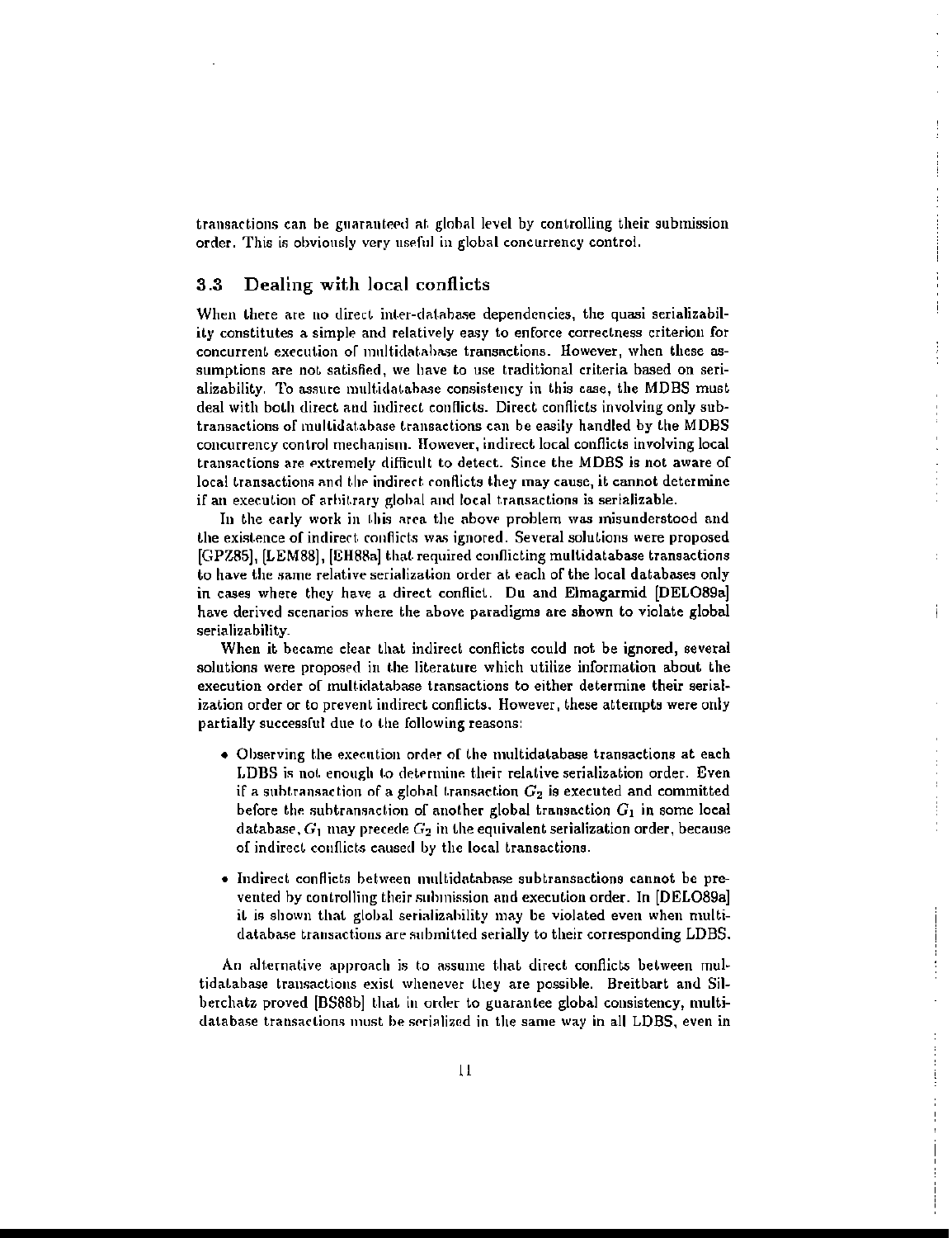transactions can be guaranteed at global level by controlling their submission order. This is obviously very useful in global concurrency control.

## 3.3 Dealing with local conflicts

When there are no direct inter-database dependencies, the quasi serializability constitutes a simple and relatively easy to enforce correctness criterion for concurrent execution of multidatabase transactions. However, when these assumptions are not satisfied, we have to use traditional criteria based on serializability. To assure multidatabase consistency in this case, the MDBS must deal with both direct and indirect conflicts. Direct conflicts involving only subtransactions of multidatabase transactions can be easily handled by the MDBS concurrency control mechanism. However, indirect local conflicts involving local transactions are extremely difficult to detect. Since the MDBS is not aware of local transactions and the indirect conflicts they may cause, it cannot determine if an execution of arbitrary global and local transactions is serializable.

In the early work in this area the above problem was misunderstood and the existence of indirect conflicts was ignored. Several solutions were proposed [GPZ85], [LEM88], [EH88a] that required conflicting multidatabase transactions to have the same relative serialization order at each of the local databases only in cases where they have a direct conflict. Du and Elmagarmid [DELO89a] have derived scenarios where the above paradigms are shown to violate global serializability.

When it became clear that indirect conflicts could not be ignored, several solutions were proposed in the literature which utilize information about the execution order of multidatabase transactions to either determine their serialization order or to prevent indirect conflicts. However, these attempts were only partially successful due to the following reasons:

- Observing the execution order of the multidatabase transactions at each LDBS is not enough to determine their relative serialization order. Even if a subtransaction of a global transaction $G_2$ is executed and committed before the subtransaction of another global transaction $G_1$ in some local database, $G_1$ may precede $G_2$ in the equivalent serialization order, because of indirect conflicts caused by the local transactions.
- Indirect conflicts between multidatabase subtransactions cannot be prevented by controlling their submission and execution order. In [DELO89a] it is shown that global serializability may be violated even when multidatabase transactions are submitted serially to their corresponding LDBS.

An alternative approach is to assume that direct conflicts between multidatabase transactions exist whenever they are possible. Breitbart and Silberchatz proved [BS88b] that in order to guarantee global consistency, multidatabase transactions must be serialized in the same way in all LDBS, even in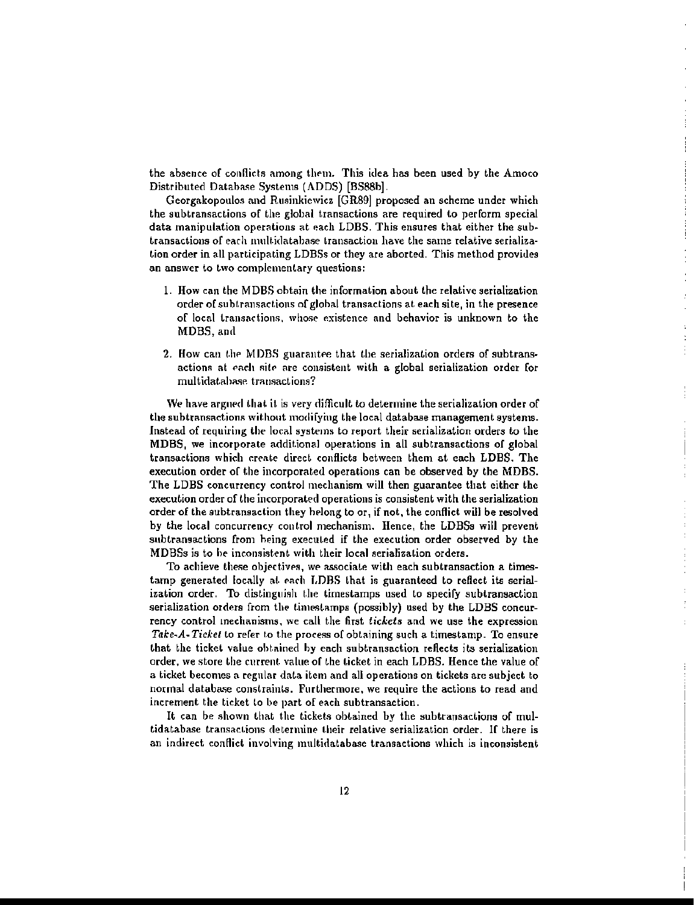the absence of conflicts among them. This idea has been used by the Amoco Distributed Database Systems (ADDS) [BS88b].

Georgakopoulos and Rusinkiewicz [GR89] proposed an scheme under which the subtransactions of the global transactions are required to perform special data manipulation operations at each LDBS. This ensures that either the subtransactions of each multidatabase transaction have the same relative serialization order in all participating LDBSs or they are aborted. This method provides an answer to two complementary questions:

1. How can the MDBS obtain the information about the relative serialization order of subtransactions of global transactions at each site, in the presence of local transactions, whose existence and behavior is unknown to the MDBS, and
2. How can the MDBS guarantee that the serialization orders of subtransactions at each site are consistent with a global serialization order for multidatabase transactions?

We have argued that it is very difficult to determine the serialization order of the subtransactions without modifying the local database management systems. Instead of requiring the local systems to report their serialization orders to the MDBS, we incorporate additional operations in all subtransactions of global transactions which create direct conflicts between them at each LDBS. The execution order of the incorporated operations can be observed by the MDBS. The LDBS concurrency control mechanism will then guarantee that either the execution order of the incorporated operations is consistent with the serialization order of the subtransaction they belong to or, if not, the conflict will be resolved by the local concurrency control mechanism. Hence, the LDBSs will prevent subtransactions from being executed if the execution order observed by the MDBSs is to be inconsistent with their local serialization orders.

To achieve these objectives, we associate with each subtransaction a timestamp generated locally at each LDBS that is guaranteed to reflect its serialization order. To distinguish the timestamps used to specify subtransaction serialization orders from the timestamps (possibly) used by the LDBS concurrency control mechanisms, we call the first *tickets* and we use the expression *Take-A-Ticket* to refer to the process of obtaining such a timestamp. To ensure that the ticket value obtained by each subtransaction reflects its serialization order, we store the current value of the ticket in each LDBS. Hence the value of a ticket becomes a regular data item and all operations on tickets are subject to normal database constraints. Furthermore, we require the actions to read and increment the ticket to be part of each subtransaction.

It can be shown that the tickets obtained by the subtransactions of multidatabase transactions determine their relative serialization order. If there is an indirect conflict involving multidatabase transactions which is inconsistent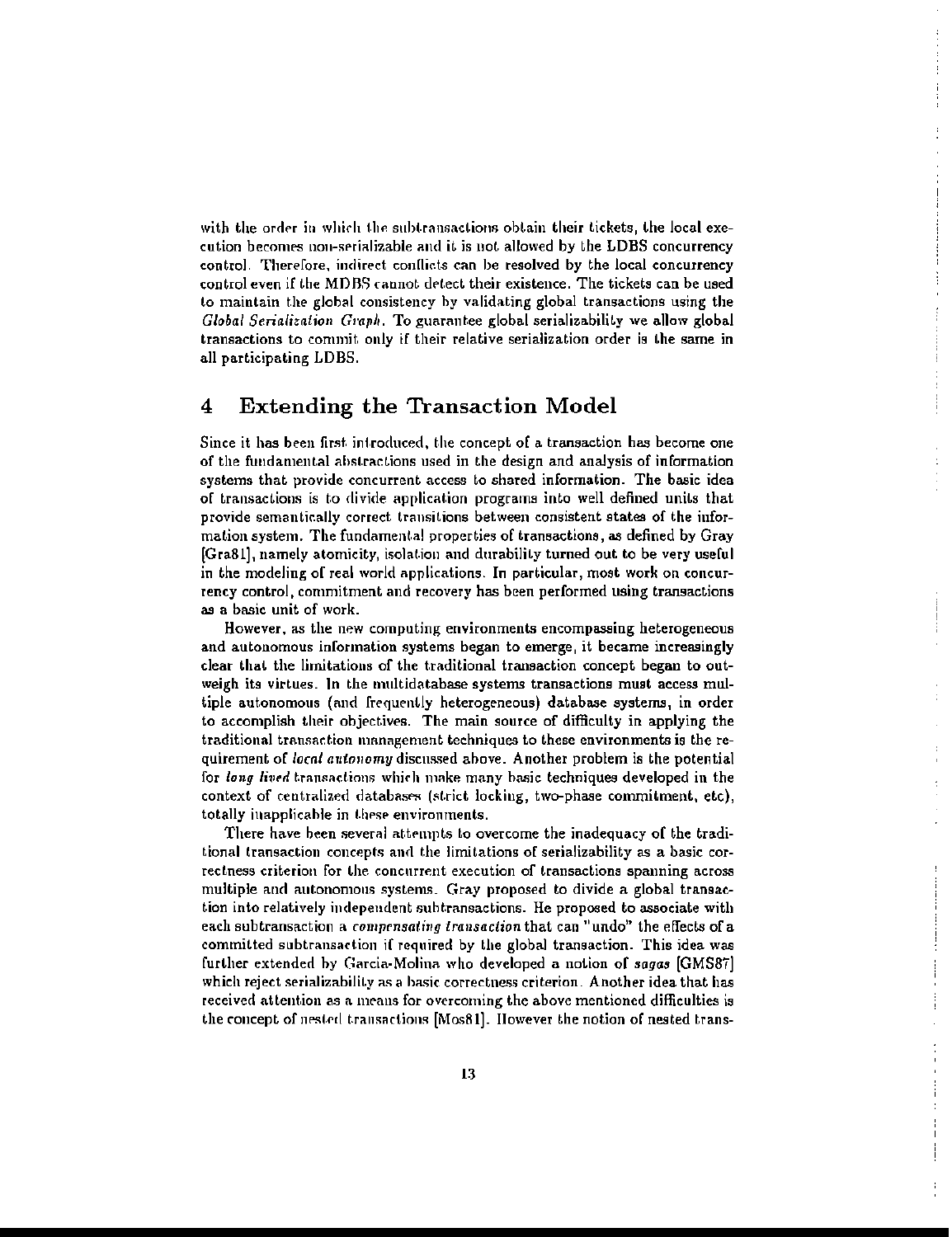with the order in which the subtransactions obtain their tickets, the local execution becomes non-serializable and it is not allowed by the LDBS concurrency control. Therefore, indirect conflicts can be resolved by the local concurrency control even if the MDBS cannot detect their existence. The tickets can be used to maintain the global consistency by validating global transactions using the *Global Serialization Graph*. To guarantee global serializability we allow global transactions to commit only if their relative serialization order is the same in all participating LDBS.

# 4 Extending the Transaction Model

Since it has been first introduced, the concept of a transaction has become one of the fundamental abstractions used in the design and analysis of information systems that provide concurrent access to shared information. The basic idea of transactions is to divide application programs into well defined units that provide semantically correct transitions between consistent states of the information system. The fundamental properties of transactions, as defined by Gray [Gra81], namely atomicity, isolation and durability turned out to be very useful in the modeling of real world applications. In particular, most work on concurrency control, commitment and recovery has been performed using transactions as a basic unit of work.

However, as the new computing environments encompassing heterogeneous and autonomous information systems began to emerge, it became increasingly clear that the limitations of the traditional transaction concept began to outweigh its virtues. In the multidatabase systems transactions must access multiple autonomous (and frequently heterogeneous) database systems, in order to accomplish their objectives. The main source of difficulty in applying the traditional transaction management techniques to these environments is the requirement of *local autonomy* discussed above. Another problem is the potential for *long lived* transactions which make many basic techniques developed in the context of centralized databases (strict locking, two-phase commitment, etc), totally inapplicable in these environments.

There have been several attempts to overcome the inadequacy of the traditional transaction concepts and the limitations of serializability as a basic correctness criterion for the concurrent execution of transactions spanning across multiple and autonomous systems. Gray proposed to divide a global transaction into relatively independent subtransactions. He proposed to associate with each subtransaction a *compensating transaction* that can "undo" the effects of a committed subtransaction if required by the global transaction. This idea was further extended by Garcia-Molina who developed a notion of *sagas* [GMS87] which reject serializability as a basic correctness criterion. Another idea that has received attention as a means for overcoming the above mentioned difficulties is the concept of nested transactions [Mos81]. However the notion of nested trans-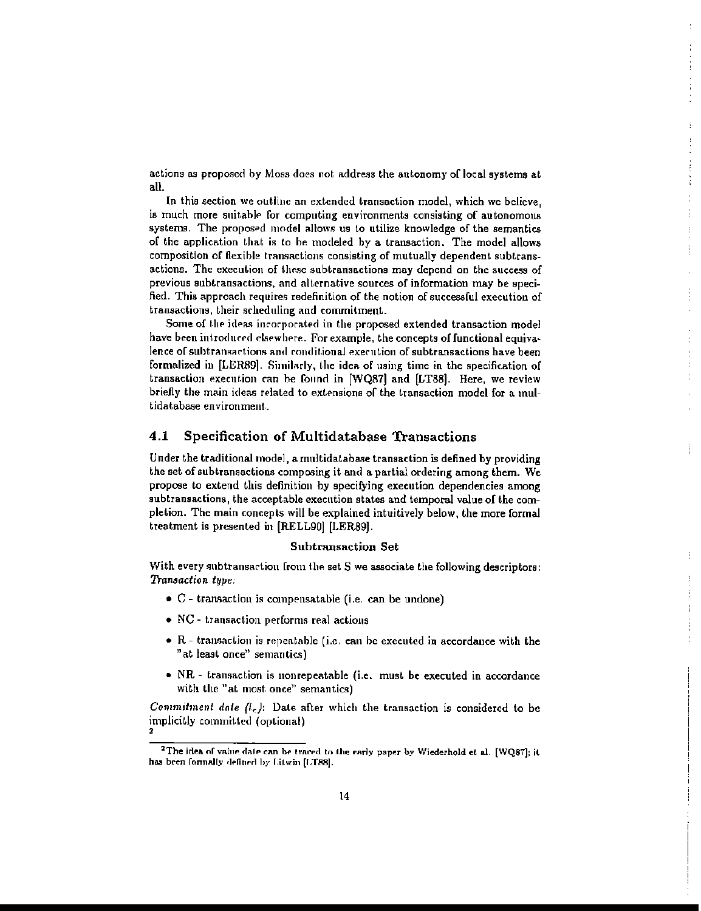actions as proposed by Moss does not address the autonomy of local systems at all.

In this section we outline an extended transaction model, which we believe, is much more suitable for computing environments consisting of autonomous systems. The proposed model allows us to utilize knowledge of the semantics of the application that is to be modeled by a transaction. The model allows composition of flexible transactions consisting of mutually dependent subtransactions. The execution of these subtransactions may depend on the success of previous subtransactions, and alternative sources of information may be specified. This approach requires redefinition of the notion of successful execution of transactions, their scheduling and commitment.

Some of the ideas incorporated in the proposed extended transaction model have been introduced elsewhere. For example, the concepts of functional equivalence of subtransactions and conditional execution of subtransactions have been formalized in [LER89]. Similarly, the idea of using time in the specification of transaction execution can be found in [WQ87] and [LT88]. Here, we review briefly the main ideas related to extensions of the transaction model for a multidatabase environment.

## 4.1 Specification of Multidatabase Transactions

Under the traditional model, a multidatabase transaction is defined by providing the set of subtransactions composing it and a partial ordering among them. We propose to extend this definition by specifying execution dependencies among subtransactions, the acceptable execution states and temporal value of the completion. The main concepts will be explained intuitively below, the more formal treatment is presented in [RELL90] [LER89].

**Subtransaction Set**

With every subtransaction from the set S we associate the following descriptors:
*Transaction type:*

- C - transaction is compensatable (i.e. can be undone)
- NC - transaction performs real actions
- R - transaction is repeatable (i.e. can be executed in accordance with the "at least once" semantics)
- NR - transaction is nonrepeatable (i.e. must be executed in accordance with the "at most once" semantics)

*Commitment date ($t_c$):* Date after which the transaction is considered to be implicitly committed (optional)
[2]

[2] The idea of value date can be traced to the early paper by Wiederhold et al. [WQ87]; it has been formally defined by Litwin [LT88].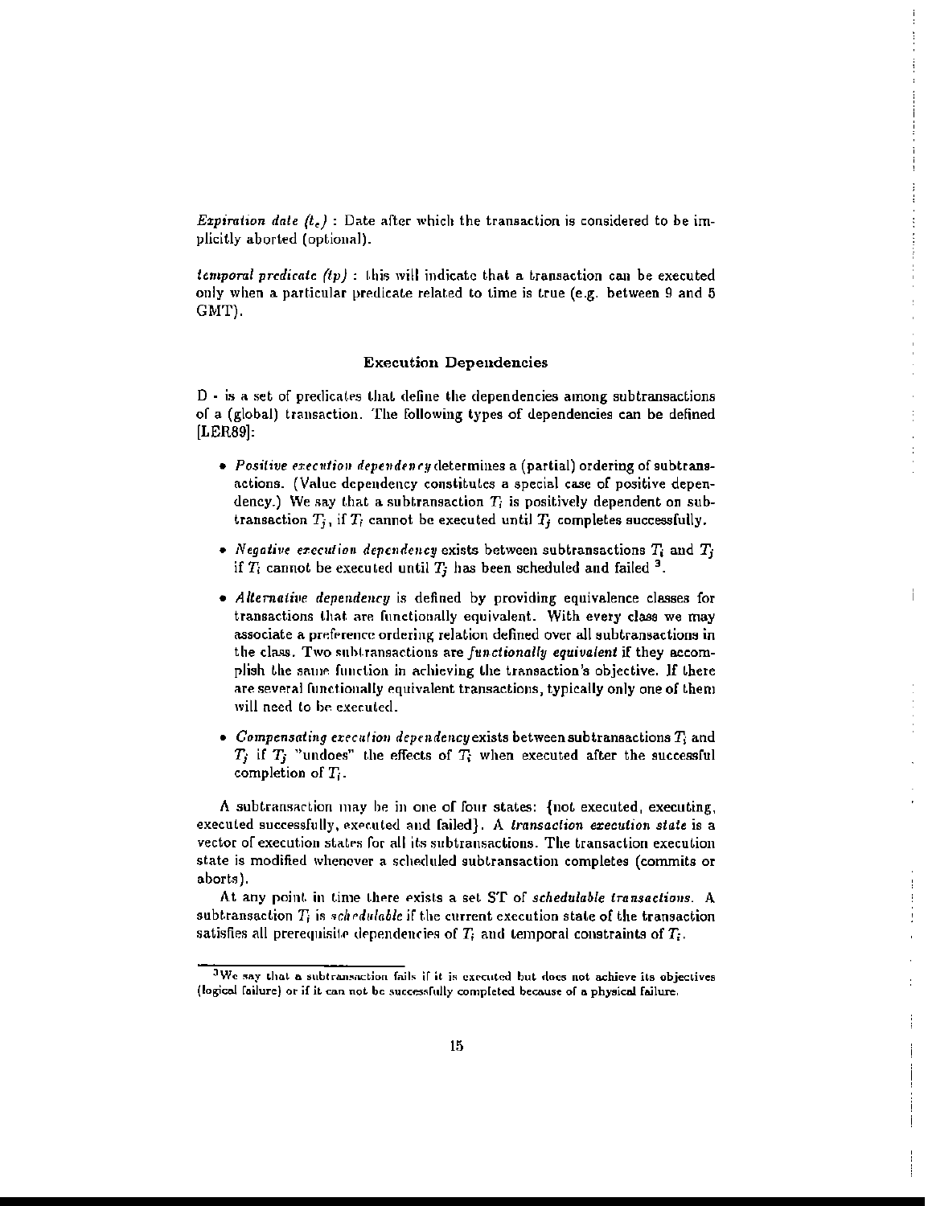*Expiration date ($t_e$)* : Date after which the transaction is considered to be implicitly aborted (optional).

*temporal predicate (tp)* : this will indicate that a transaction can be executed only when a particular predicate related to time is true (e.g. between 9 and 5 GMT).

### Execution Dependencies

D - is a set of predicates that define the dependencies among subtransactions of a (global) transaction. The following types of dependencies can be defined [LER89]:

- *Positive execution dependency* determines a (partial) ordering of subtransactions. (Value dependency constitutes a special case of positive dependency.) We say that a subtransaction $T_i$ is positively dependent on subtransaction $T_j$, if $T_i$ cannot be executed until $T_j$ completes successfully.
- *Negative execution dependency* exists between subtransactions $T_i$ and $T_j$ if $T_i$ cannot be executed until $T_j$ has been scheduled and failed [3].
- *Alternative dependency* is defined by providing equivalence classes for transactions that are functionally equivalent. With every class we may associate a preference ordering relation defined over all subtransactions in the class. Two subtransactions are *functionally equivalent* if they accomplish the same function in achieving the transaction's objective. If there are several functionally equivalent transactions, typically only one of them will need to be executed.
- *Compensating execution dependency* exists between subtransactions $T_i$ and $T_j$ if $T_j$ "undoes" the effects of $T_i$ when executed after the successful completion of $T_i$.

A subtransaction may be in one of four states: {not executed, executing, executed successfully, executed and failed}. A *transaction execution state* is a vector of execution states for all its subtransactions. The transaction execution state is modified whenever a scheduled subtransaction completes (commits or aborts).

At any point in time there exists a set ST of *schedulable transactions*. A subtransaction $T_i$ is *schedulable* if the current execution state of the transaction satisfies all prerequisite dependencies of $T_i$ and temporal constraints of $T_i$.

[3] We say that a subtransaction fails if it is executed but does not achieve its objectives (logical failure) or if it can not be successfully completed because of a physical failure.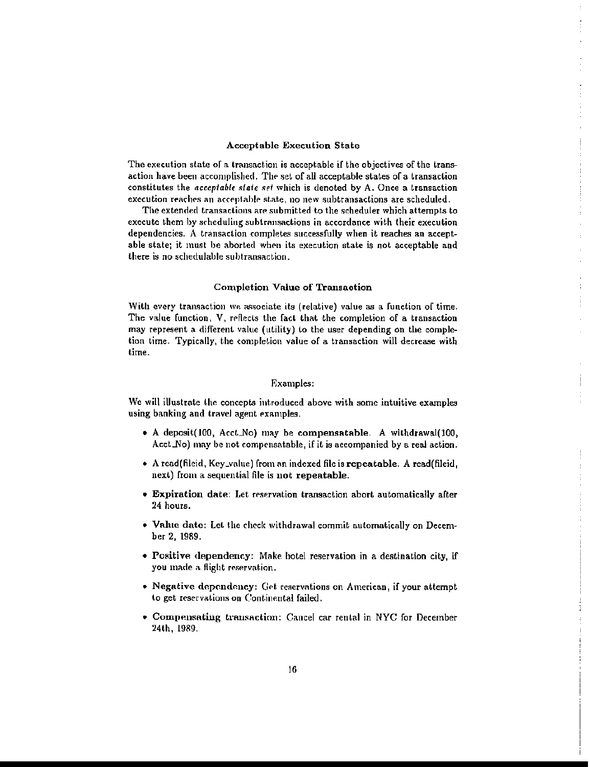### Acceptable Execution State

The execution state of a transaction is acceptable if the objectives of the transaction have been accomplished. The set of all acceptable states of a transaction constitutes the *acceptable state set* which is denoted by A. Once a transaction execution reaches an acceptable state, no new subtransactions are scheduled.

The extended transactions are submitted to the scheduler which attempts to execute them by scheduling subtransactions in accordance with their execution dependencies. A transaction completes successfully when it reaches an acceptable state; it must be aborted when its execution state is not acceptable and there is no schedulable subtransaction.

### Completion Value of Transaction

With every transaction we associate its (relative) value as a function of time. The value function, V, reflects the fact that the completion of a transaction may represent a different value (utility) to the user depending on the completion time. Typically, the completion value of a transaction will decrease with time.

### Examples:

We will illustrate the concepts introduced above with some intuitive examples using banking and travel agent examples.

- A deposit(100, Acct_No) may be **compensatable**. A withdrawal(100, Acct_No) may be not compensatable, if it is accompanied by a real action.
- A read(fileid, Key_value) from an indexed file is **repeatable**. A read(fileid, next) from a sequential file is **not repeatable**.
- **Expiration date**: Let reservation transaction abort automatically after 24 hours.
- **Value date**: Let the check withdrawal commit automatically on December 2, 1989.
- **Positive dependency**: Make hotel reservation in a destination city, if you made a flight reservation.
- **Negative dependency**: Get reservations on American, if your attempt to get reservations on Continental failed.
- **Compensating transaction**: Cancel car rental in NYC for December 24th, 1989.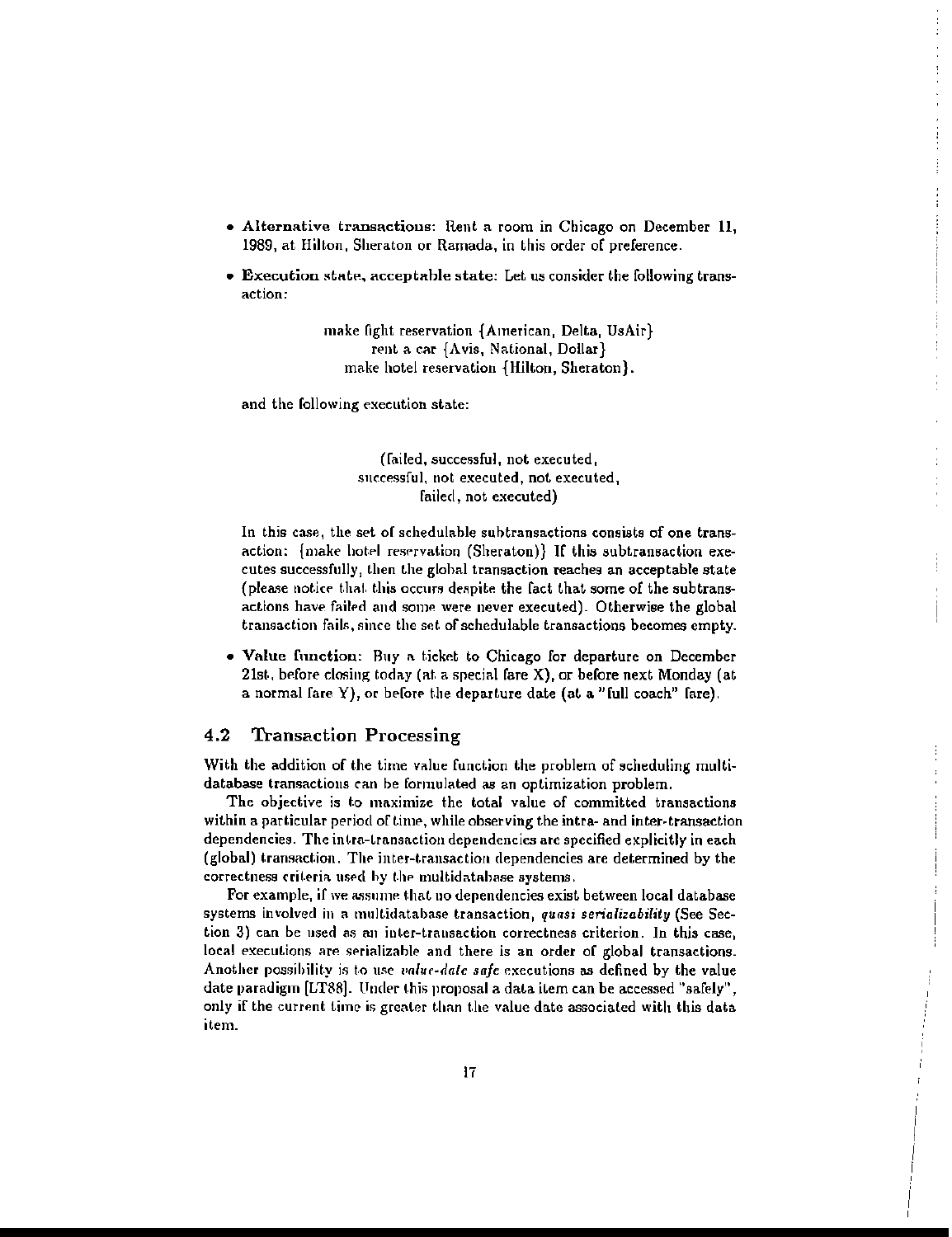- **Alternative transactions**: Rent a room in Chicago on December 11, 1989, at Hilton, Sheraton or Ramada, in this order of preference.
- **Execution state, acceptable state**: Let us consider the following transaction:

  make fight reservation {American, Delta, UsAir}
  rent a car {Avis, National, Dollar}
  make hotel reservation {Hilton, Sheraton}.

  and the following execution state:

  (failed, successful, not executed,
  successful, not executed, not executed,
  failed, not executed)

  In this case, the set of schedulable subtransactions consists of one transaction: {make hotel reservation (Sheraton)} If this subtransaction executes successfully, then the global transaction reaches an acceptable state (please notice that this occurs despite the fact that some of the subtransactions have failed and some were never executed). Otherwise the global transaction fails, since the set of schedulable transactions becomes empty.

- **Value function**: Buy a ticket to Chicago for departure on December 21st, before closing today (at a special fare X), or before next Monday (at a normal fare Y), or before the departure date (at a "full coach" fare).

## 4.2 Transaction Processing

With the addition of the time value function the problem of scheduling multidatabase transactions can be formulated as an optimization problem.

The objective is to maximize the total value of committed transactions within a particular period of time, while observing the intra- and inter-transaction dependencies. The intra-transaction dependencies are specified explicitly in each (global) transaction. The inter-transaction dependencies are determined by the correctness criteria used by the multidatabase systems.

For example, if we assume that no dependencies exist between local database systems involved in a multidatabase transaction, *quasi serializability* (See Section 3) can be used as an inter-transaction correctness criterion. In this case, local executions are serializable and there is an order of global transactions. Another possibility is to use *value-date safe* executions as defined by the value date paradigm [LT88]. Under this proposal a data item can be accessed "safely", only if the current time is greater than the value date associated with this data item.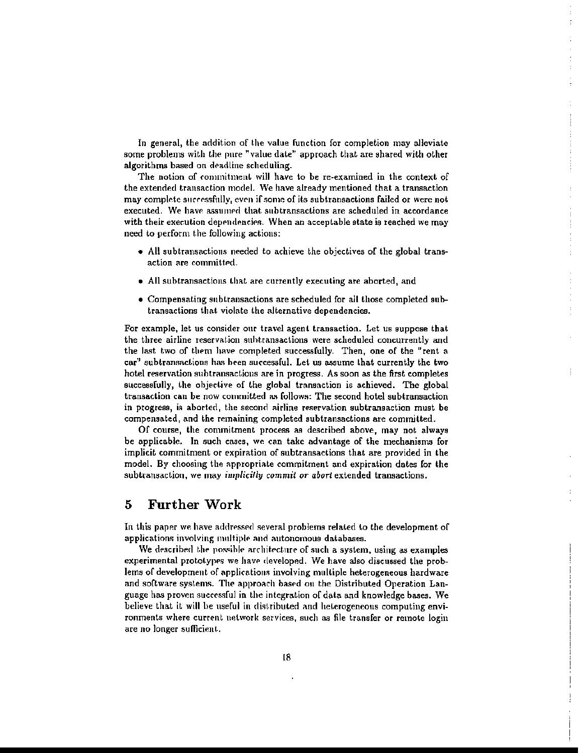In general, the addition of the value function for completion may alleviate some problems with the pure "value date" approach that are shared with other algorithms based on deadline scheduling.

The notion of commitment will have to be re-examined in the context of the extended transaction model. We have already mentioned that a transaction may complete successfully, even if some of its subtransactions failed or were not executed. We have assumed that subtransactions are scheduled in accordance with their execution dependencies. When an acceptable state is reached we may need to perform the following actions:

- All subtransactions needed to achieve the objectives of the global transaction are committed.
- All subtransactions that are currently executing are aborted, and
- Compensating subtransactions are scheduled for all those completed subtransactions that violate the alternative dependencies.

For example, let us consider our travel agent transaction. Let us suppose that the three airline reservation subtransactions were scheduled concurrently and the last two of them have completed successfully. Then, one of the "rent a car" subtransactions has been successful. Let us assume that currently the two hotel reservation subtransactions are in progress. As soon as the first completes successfully, the objective of the global transaction is achieved. The global transaction can be now committed as follows: The second hotel subtransaction in progress, is aborted, the second airline reservation subtransaction must be compensated, and the remaining completed subtransactions are committed.

Of course, the commitment process as described above, may not always be applicable. In such cases, we can take advantage of the mechanisms for implicit commitment or expiration of subtransactions that are provided in the model. By choosing the appropriate commitment and expiration dates for the subtransaction, we may *implicitly commit or abort* extended transactions.

## 5 Further Work

In this paper we have addressed several problems related to the development of applications involving multiple and autonomous databases.

We described the possible architecture of such a system, using as examples experimental prototypes we have developed. We have also discussed the problems of development of applications involving multiple heterogeneous hardware and software systems. The approach based on the Distributed Operation Language has proven successful in the integration of data and knowledge bases. We believe that it will be useful in distributed and heterogeneous computing environments where current network services, such as file transfer or remote login are no longer sufficient.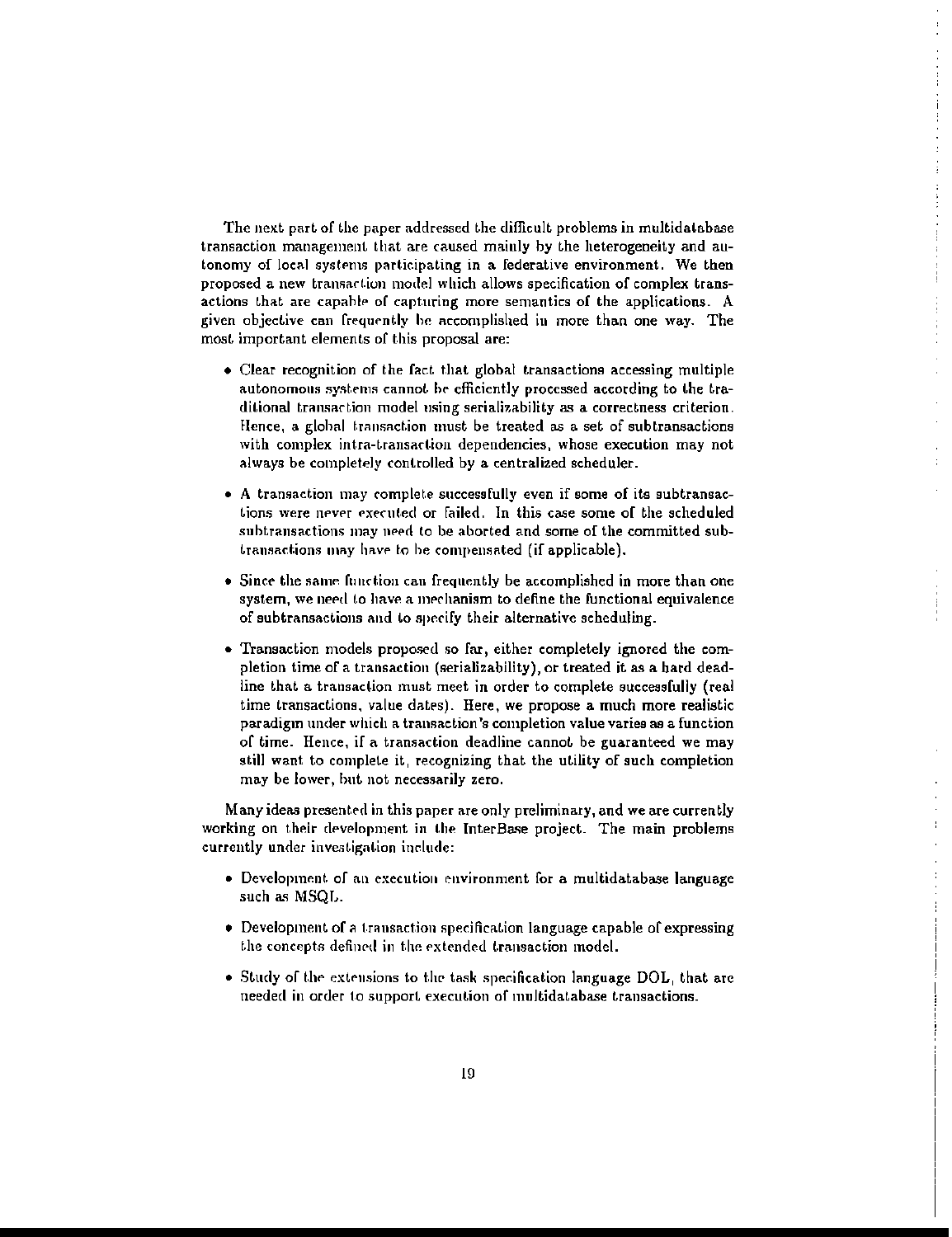The next part of the paper addressed the difficult problems in multidatabase transaction management that are caused mainly by the heterogeneity and autonomy of local systems participating in a federative environment. We then proposed a new transaction model which allows specification of complex transactions that are capable of capturing more semantics of the applications. A given objective can frequently be accomplished in more than one way. The most important elements of this proposal are:

- Clear recognition of the fact that global transactions accessing multiple autonomous systems cannot be efficiently processed according to the traditional transaction model using serializability as a correctness criterion. Hence, a global transaction must be treated as a set of subtransactions with complex intra-transaction dependencies, whose execution may not always be completely controlled by a centralized scheduler.

- A transaction may complete successfully even if some of its subtransactions were never executed or failed. In this case some of the scheduled subtransactions may need to be aborted and some of the committed subtransactions may have to be compensated (if applicable).

- Since the same function can frequently be accomplished in more than one system, we need to have a mechanism to define the functional equivalence of subtransactions and to specify their alternative scheduling.

- Transaction models proposed so far, either completely ignored the completion time of a transaction (serializability), or treated it as a hard deadline that a transaction must meet in order to complete successfully (real time transactions, value dates). Here, we propose a much more realistic paradigm under which a transaction's completion value varies as a function of time. Hence, if a transaction deadline cannot be guaranteed we may still want to complete it, recognizing that the utility of such completion may be lower, but not necessarily zero.

Many ideas presented in this paper are only preliminary, and we are currently working on their development in the InterBase project. The main problems currently under investigation include:

- Development of an execution environment for a multidatabase language such as MSQL.

- Development of a transaction specification language capable of expressing the concepts defined in the extended transaction model.

- Study of the extensions to the task specification language DOL, that are needed in order to support execution of multidatabase transactions.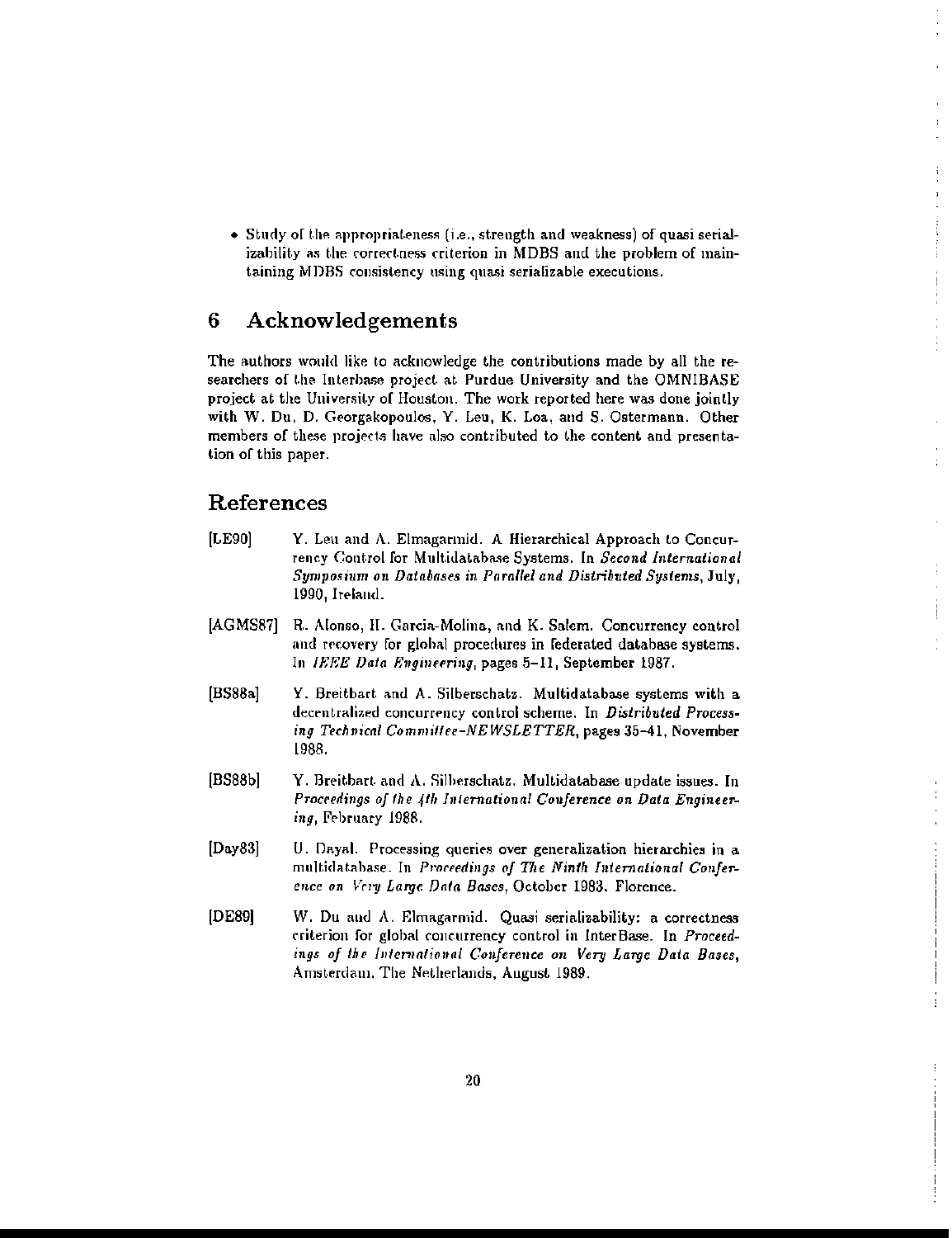- Study of the appropriateness (i.e., strength and weakness) of quasi serializability as the correctness criterion in MDBS and the problem of maintaining MDBS consistency using quasi serializable executions.

## 6 Acknowledgements

The authors would like to acknowledge the contributions made by all the researchers of the Interbase project at Purdue University and the OMNIBASE project at the University of Houston. The work reported here was done jointly with W. Du, D. Georgakopoulos, Y. Leu, K. Loa, and S. Ostermann. Other members of these projects have also contributed to the content and presentation of this paper.

## References

[LE90] Y. Leu and A. Elmagarmid. A Hierarchical Approach to Concurrency Control for Multidatabase Systems. In *Second International Symposium on Databases in Parallel and Distributed Systems*, July, 1990, Ireland.

[AGMS87] R. Alonso, H. Garcia-Molina, and K. Salem. Concurrency control and recovery for global procedures in federated database systems. In *IEEE Data Engineering*, pages 5–11, September 1987.

[BS88a] Y. Breitbart and A. Silberschatz. Multidatabase systems with a decentralized concurrency control scheme. In *Distributed Processing Technical Committee-NEWSLETTER*, pages 35–41, November 1988.

[BS88b] Y. Breitbart and A. Silberschatz. Multidatabase update issues. In *Proceedings of the 4th International Conference on Data Engineering*, February 1988.

[Day83] U. Dayal. Processing queries over generalization hierarchies in a multidatabase. In *Proceedings of The Ninth International Conference on Very Large Data Bases*, October 1983. Florence.

[DE89] W. Du and A. Elmagarmid. Quasi serializability: a correctness criterion for global concurrency control in InterBase. In *Proceedings of the International Conference on Very Large Data Bases*, Amsterdam, The Netherlands, August 1989.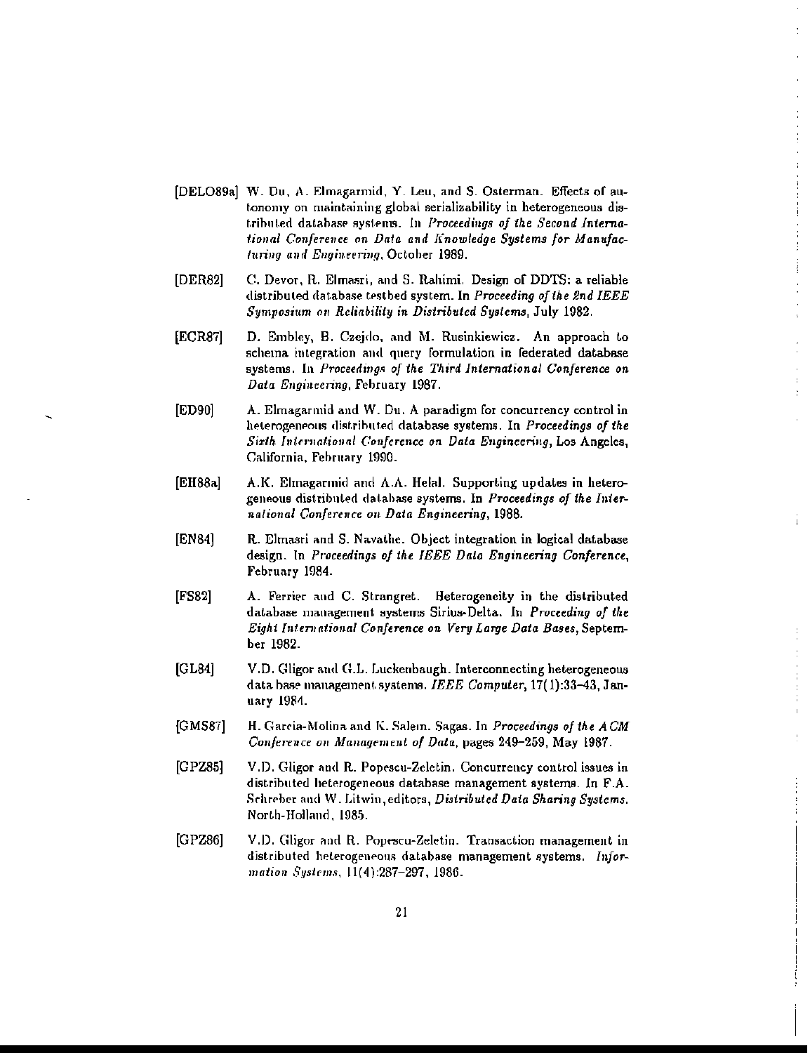[DELO89a] W. Du, A. Elmagarmid, Y. Leu, and S. Osterman. Effects of autonomy on maintaining global serializability in heterogeneous distributed database systems. In *Proceedings of the Second International Conference on Data and Knowledge Systems for Manufacturing and Engineering*, October 1989.

[DER82] C. Devor, R. Elmasri, and S. Rahimi. Design of DDTS: a reliable distributed database testbed system. In *Proceeding of the 2nd IEEE Symposium on Reliability in Distributed Systems*, July 1982.

[ECR87] D. Embley, B. Czejdo, and M. Rusinkiewicz. An approach to schema integration and query formulation in federated database systems. In *Proceedings of the Third International Conference on Data Engineering*, February 1987.

[ED90] A. Elmagarmid and W. Du. A paradigm for concurrency control in heterogeneous distributed database systems. In *Proceedings of the Sixth International Conference on Data Engineering*, Los Angeles, California, February 1990.

[EH88a] A.K. Elmagarmid and A.A. Helal. Supporting updates in heterogeneous distributed database systems. In *Proceedings of the International Conference on Data Engineering*, 1988.

[EN84] R. Elmasri and S. Navathe. Object integration in logical database design. In *Proceedings of the IEEE Data Engineering Conference*, February 1984.

[FS82] A. Ferrier and C. Strangret. Heterogeneity in the distributed database management systems Sirius-Delta. In *Proceeding of the Eight International Conference on Very Large Data Bases*, September 1982.

[GL84] V.D. Gligor and G.L. Luckenbaugh. Interconnecting heterogeneous data base management systems. *IEEE Computer*, 17(1):33–43, January 1984.

[GMS87] H. Garcia-Molina and K. Salem. Sagas. In *Proceedings of the ACM Conference on Management of Data*, pages 249–259, May 1987.

[GPZ85] V.D. Gligor and R. Popescu-Zeletin. Concurrency control issues in distributed heterogeneous database management systems. In F.A. Schreber and W. Litwin, editors, *Distributed Data Sharing Systems*. North-Holland, 1985.

[GPZ86] V.D. Gligor and R. Popescu-Zeletin. Transaction management in distributed heterogeneous database management systems. *Information Systems*, 11(4):287–297, 1986.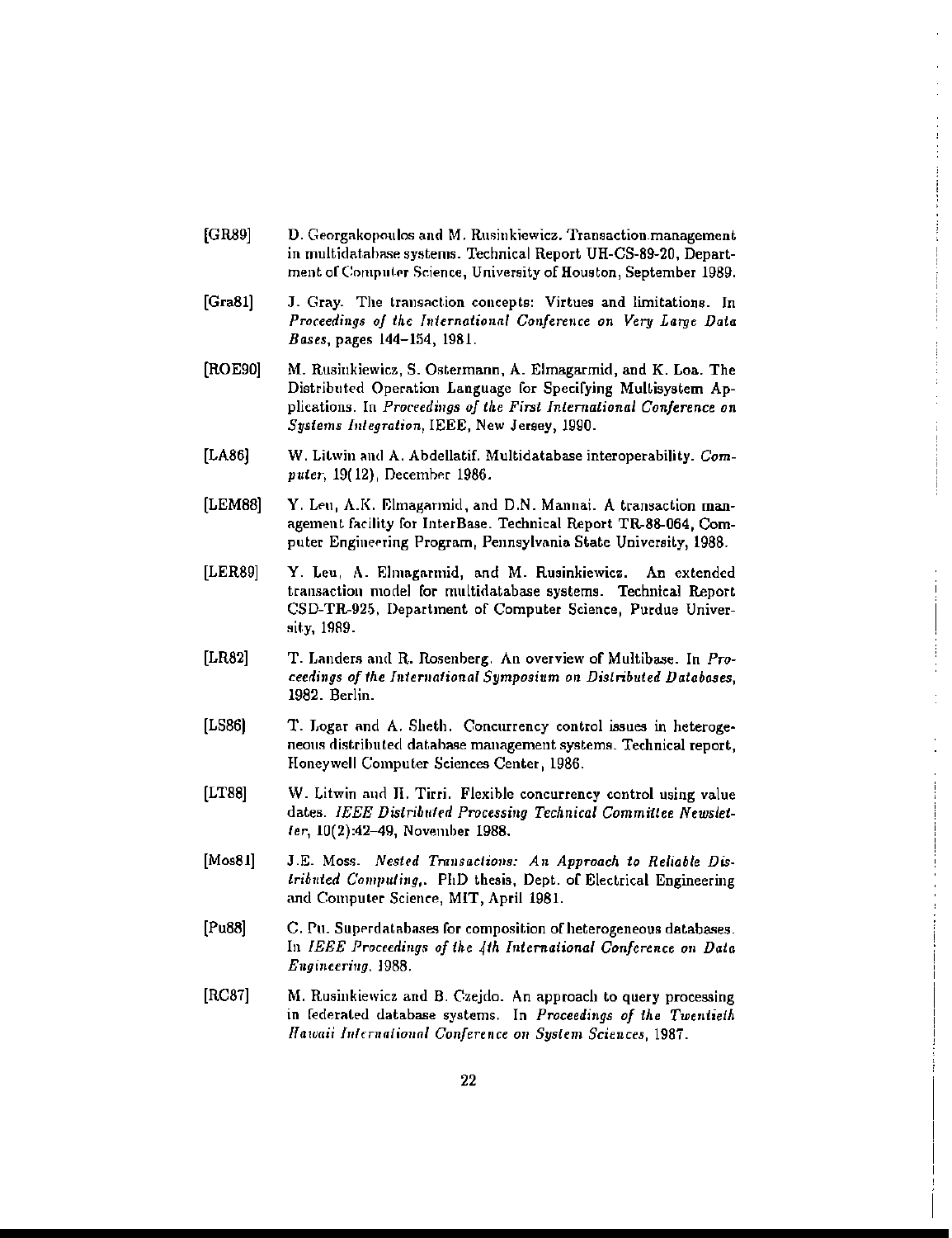[GR89] D. Georgakopoulos and M. Rusinkiewicz. Transaction management in multidatabase systems. Technical Report UH-CS-89-20, Department of Computer Science, University of Houston, September 1989.

[Gra81] J. Gray. The transaction concepts: Virtues and limitations. In *Proceedings of the International Conference on Very Large Data Bases*, pages 144–154, 1981.

[ROE90] M. Rusinkiewicz, S. Ostermann, A. Elmagarmid, and K. Loa. The Distributed Operation Language for Specifying Multisystem Applications. In *Proceedings of the First International Conference on Systems Integration*, IEEE, New Jersey, 1990.

[LA86] W. Litwin and A. Abdellatif. Multidatabase interoperability. *Computer*, 19(12), December 1986.

[LEM88] Y. Leu, A.K. Elmagarmid, and D.N. Mannai. A transaction management facility for InterBase. Technical Report TR-88-064, Computer Engineering Program, Pennsylvania State University, 1988.

[LER89] Y. Leu, A. Elmagarmid, and M. Rusinkiewicz. An extended transaction model for multidatabase systems. Technical Report CSD-TR-925, Department of Computer Science, Purdue University, 1989.

[LR82] T. Landers and R. Rosenberg. An overview of Multibase. In *Proceedings of the International Symposium on Distributed Databases*, 1982. Berlin.

[LS86] T. Logar and A. Sheth. Concurrency control issues in heterogeneous distributed database management systems. Technical report, Honeywell Computer Sciences Center, 1986.

[LT88] W. Litwin and H. Tirri. Flexible concurrency control using value dates. *IEEE Distributed Processing Technical Committee Newsletter*, 10(2):42–49, November 1988.

[Mos81] J.E. Moss. *Nested Transactions: An Approach to Reliable Distributed Computing*,. PhD thesis, Dept. of Electrical Engineering and Computer Science, MIT, April 1981.

[Pu88] C. Pu. Superdatabases for composition of heterogeneous databases. In *IEEE Proceedings of the 4th International Conference on Data Engineering*, 1988.

[RC87] M. Rusinkiewicz and B. Czejdo. An approach to query processing in federated database systems. In *Proceedings of the Twentieth Hawaii International Conference on System Sciences*, 1987.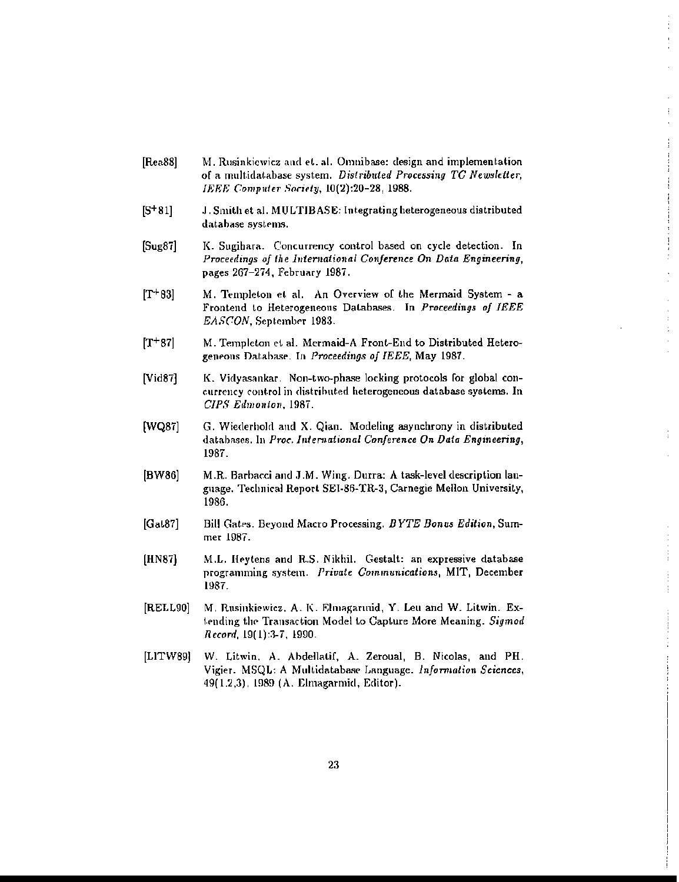[Rea88] M. Rusinkiewicz and et. al. Omnibase: design and implementation of a multidatabase system. *Distributed Processing TC Newsletter, IEEE Computer Society*, 10(2):20–28, 1988.

[S+81] J. Smith et al. MULTIBASE: Integrating heterogeneous distributed database systems.

[Sug87] K. Sugihara. Concurrency control based on cycle detection. In *Proceedings of the International Conference On Data Engineering*, pages 267–274, February 1987.

[T+83] M. Templeton et al. An Overview of the Mermaid System - a Frontend to Heterogeneous Databases. In *Proceedings of IEEE EASCON*, September 1983.

[T+87] M. Templeton et al. Mermaid-A Front-End to Distributed Heterogeneous Database. In *Proceedings of IEEE*, May 1987.

[Vid87] K. Vidyasankar. Non-two-phase locking protocols for global concurrency control in distributed heterogeneous database systems. In *CIPS Edmonton*, 1987.

[WQ87] G. Wiederhold and X. Qian. Modeling asynchrony in distributed databases. In *Proc. International Conference On Data Engineering*, 1987.

[BW86] M.R. Barbacci and J.M. Wing. Durra: A task-level description language. Technical Report SEI-86-TR-3, Carnegie Mellon University, 1986.

[Gat87] Bill Gates. Beyond Macro Processing. *BYTE Bonus Edition*, Summer 1987.

[HN87] M.L. Heytens and R.S. Nikhil. Gestalt: an expressive database programming system. *Private Communications*, MIT, December 1987.

[RELL90] M. Rusinkiewicz. A. K. Elmagarmid, Y. Leu and W. Litwin. Extending the Transaction Model to Capture More Meaning. *Sigmod Record*, 19(1):3-7, 1990.

[LITW89] W. Litwin, A. Abdellatif, A. Zeroual, B. Nicolas, and PH. Vigier. MSQL: A Multidatabase Language. *Information Sciences*, 49(1,2,3), 1989 (A. Elmagarmid, Editor).